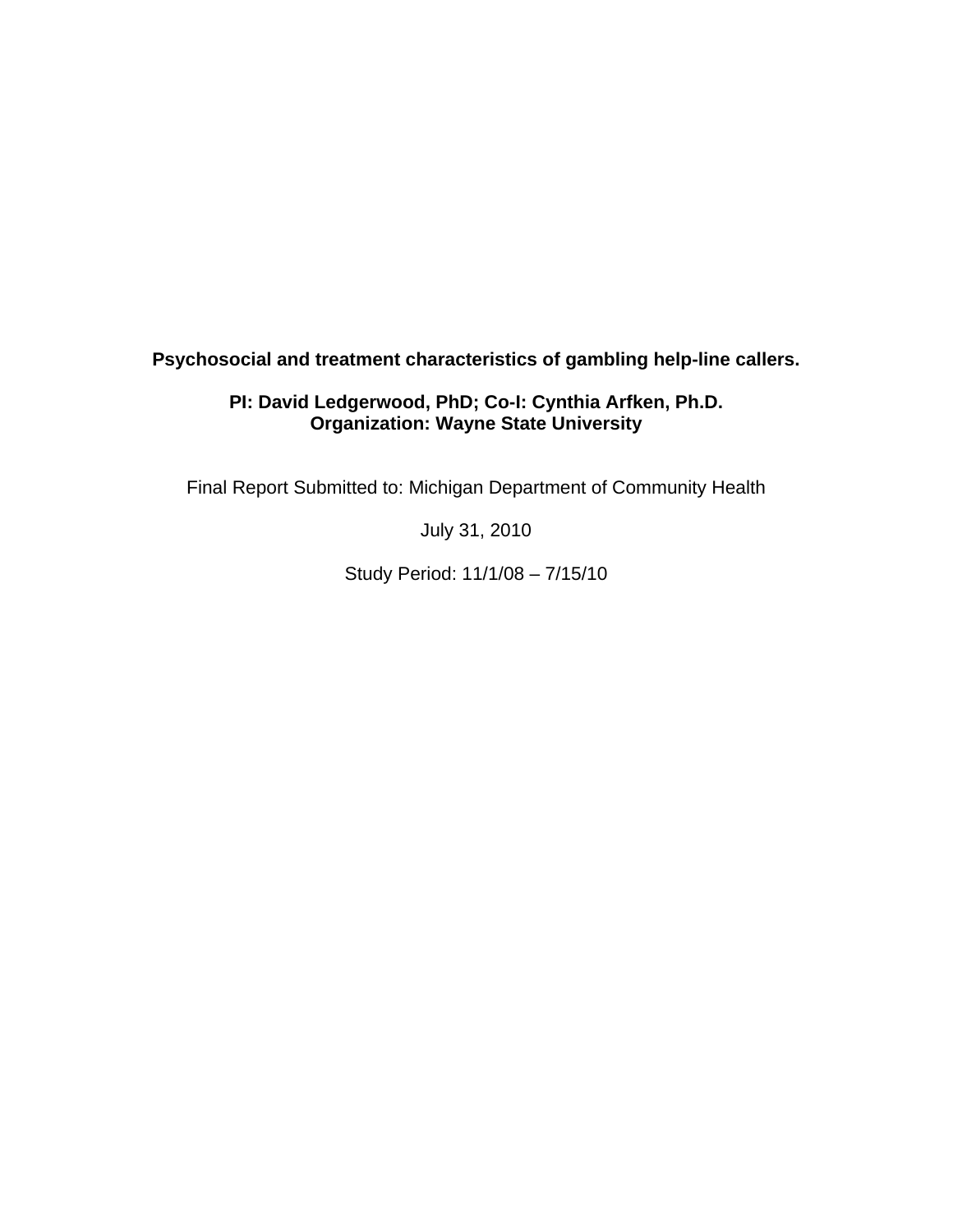# Psychosocial and treatment characteristics of gambling help-line callers.

**PI: David Ledgerwood, PhD; Co-I: Cynthia Arfken, Ph.D.**
**Organization: Wayne State University**

Final Report Submitted to: Michigan Department of Community Health

July 31, 2010

Study Period: 11/1/08 – 7/15/10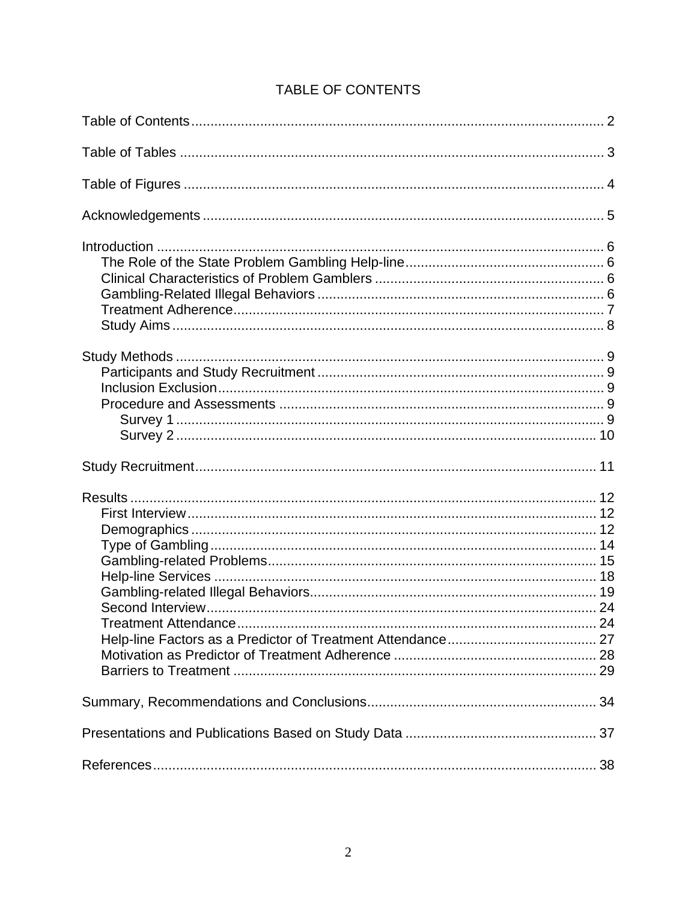# TABLE OF CONTENTS

Table of Contents ........ 2

Table of Tables ........ 3

Table of Figures ........ 4

Acknowledgements ........ 5

Introduction ........ 6
- The Role of the State Problem Gambling Help-line ........ 6
- Clinical Characteristics of Problem Gamblers ........ 6
- Gambling-Related Illegal Behaviors ........ 6
- Treatment Adherence ........ 7
- Study Aims ........ 8

Study Methods ........ 9
- Participants and Study Recruitment ........ 9
- Inclusion Exclusion ........ 9
- Procedure and Assessments ........ 9
  - Survey 1 ........ 9
  - Survey 2 ........ 10

Study Recruitment ........ 11

Results ........ 12
- First Interview ........ 12
- Demographics ........ 12
- Type of Gambling ........ 14
- Gambling-related Problems ........ 15
- Help-line Services ........ 18
- Gambling-related Illegal Behaviors ........ 19
- Second Interview ........ 24
- Treatment Attendance ........ 24
- Help-line Factors as a Predictor of Treatment Attendance ........ 27
- Motivation as Predictor of Treatment Adherence ........ 28
- Barriers to Treatment ........ 29

Summary, Recommendations and Conclusions ........ 34

Presentations and Publications Based on Study Data ........ 37

References ........ 38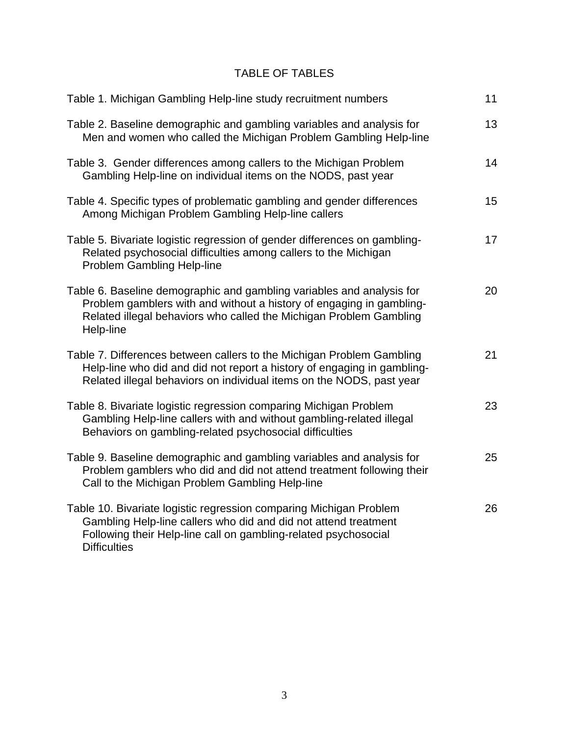# TABLE OF TABLES

| | |
|---|---|
| Table 1. Michigan Gambling Help-line study recruitment numbers | 11 |
| Table 2. Baseline demographic and gambling variables and analysis for Men and women who called the Michigan Problem Gambling Help-line | 13 |
| Table 3. Gender differences among callers to the Michigan Problem Gambling Help-line on individual items on the NODS, past year | 14 |
| Table 4. Specific types of problematic gambling and gender differences Among Michigan Problem Gambling Help-line callers | 15 |
| Table 5. Bivariate logistic regression of gender differences on gambling-Related psychosocial difficulties among callers to the Michigan Problem Gambling Help-line | 17 |
| Table 6. Baseline demographic and gambling variables and analysis for Problem gamblers with and without a history of engaging in gambling-Related illegal behaviors who called the Michigan Problem Gambling Help-line | 20 |
| Table 7. Differences between callers to the Michigan Problem Gambling Help-line who did and did not report a history of engaging in gambling-Related illegal behaviors on individual items on the NODS, past year | 21 |
| Table 8. Bivariate logistic regression comparing Michigan Problem Gambling Help-line callers with and without gambling-related illegal Behaviors on gambling-related psychosocial difficulties | 23 |
| Table 9. Baseline demographic and gambling variables and analysis for Problem gamblers who did and did not attend treatment following their Call to the Michigan Problem Gambling Help-line | 25 |
| Table 10. Bivariate logistic regression comparing Michigan Problem Gambling Help-line callers who did and did not attend treatment Following their Help-line call on gambling-related psychosocial Difficulties | 26 |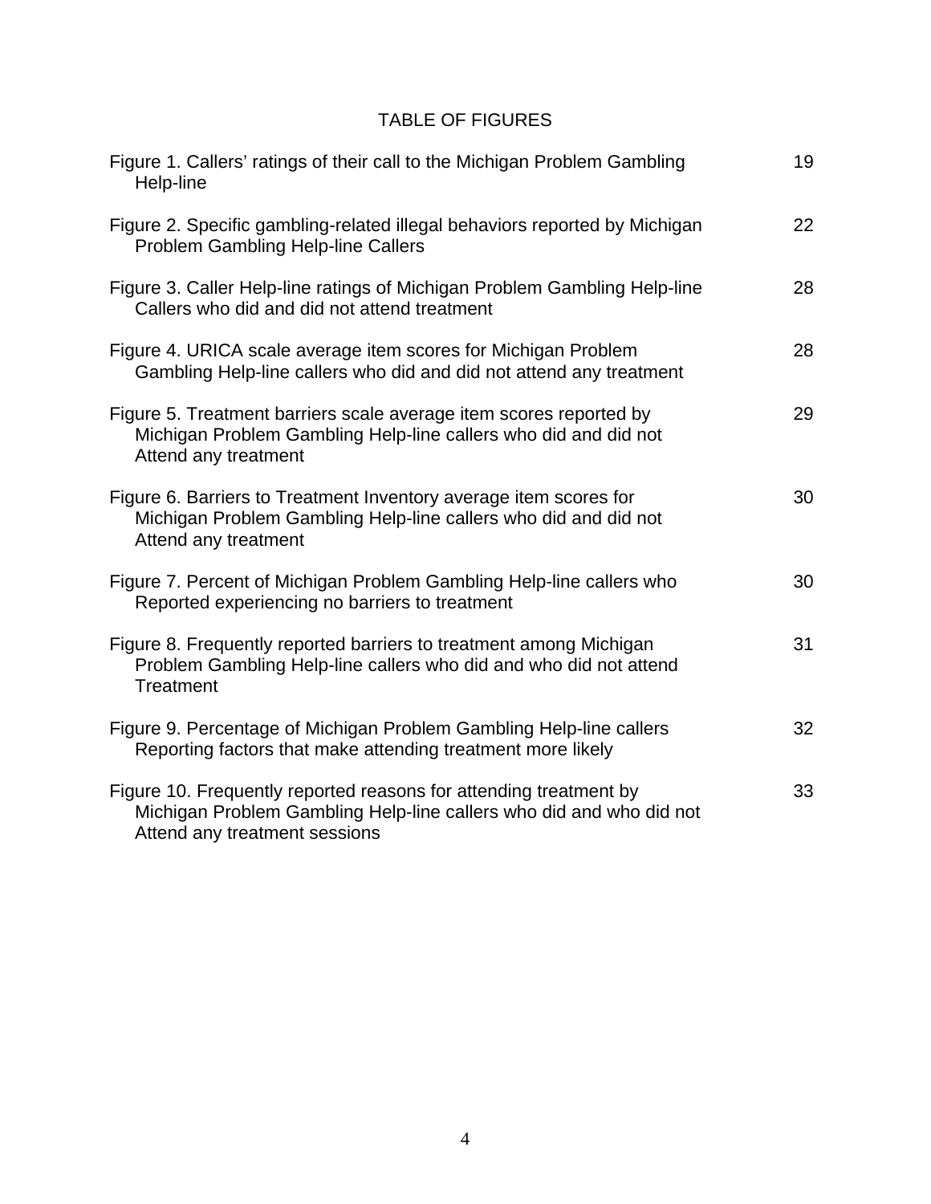# TABLE OF FIGURES

| | |
|---|---|
| Figure 1. Callers' ratings of their call to the Michigan Problem Gambling Help-line | 19 |
| Figure 2. Specific gambling-related illegal behaviors reported by Michigan Problem Gambling Help-line Callers | 22 |
| Figure 3. Caller Help-line ratings of Michigan Problem Gambling Help-line Callers who did and did not attend treatment | 28 |
| Figure 4. URICA scale average item scores for Michigan Problem Gambling Help-line callers who did and did not attend any treatment | 28 |
| Figure 5. Treatment barriers scale average item scores reported by Michigan Problem Gambling Help-line callers who did and did not Attend any treatment | 29 |
| Figure 6. Barriers to Treatment Inventory average item scores for Michigan Problem Gambling Help-line callers who did and did not Attend any treatment | 30 |
| Figure 7. Percent of Michigan Problem Gambling Help-line callers who Reported experiencing no barriers to treatment | 30 |
| Figure 8. Frequently reported barriers to treatment among Michigan Problem Gambling Help-line callers who did and who did not attend Treatment | 31 |
| Figure 9. Percentage of Michigan Problem Gambling Help-line callers Reporting factors that make attending treatment more likely | 32 |
| Figure 10. Frequently reported reasons for attending treatment by Michigan Problem Gambling Help-line callers who did and who did not Attend any treatment sessions | 33 |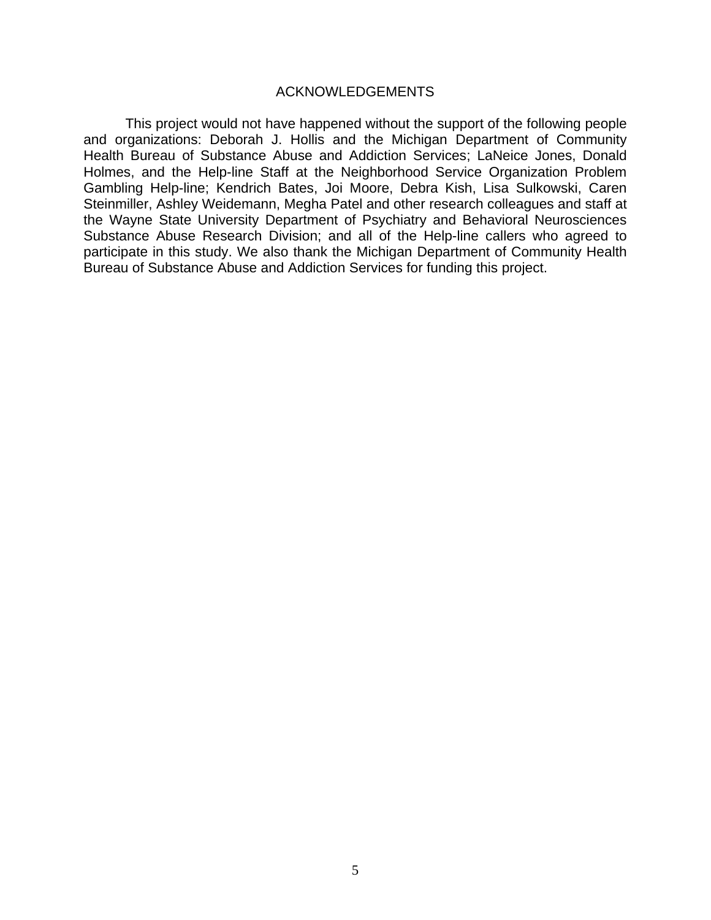# ACKNOWLEDGEMENTS

This project would not have happened without the support of the following people and organizations: Deborah J. Hollis and the Michigan Department of Community Health Bureau of Substance Abuse and Addiction Services; LaNeice Jones, Donald Holmes, and the Help-line Staff at the Neighborhood Service Organization Problem Gambling Help-line; Kendrich Bates, Joi Moore, Debra Kish, Lisa Sulkowski, Caren Steinmiller, Ashley Weidemann, Megha Patel and other research colleagues and staff at the Wayne State University Department of Psychiatry and Behavioral Neurosciences Substance Abuse Research Division; and all of the Help-line callers who agreed to participate in this study. We also thank the Michigan Department of Community Health Bureau of Substance Abuse and Addiction Services for funding this project.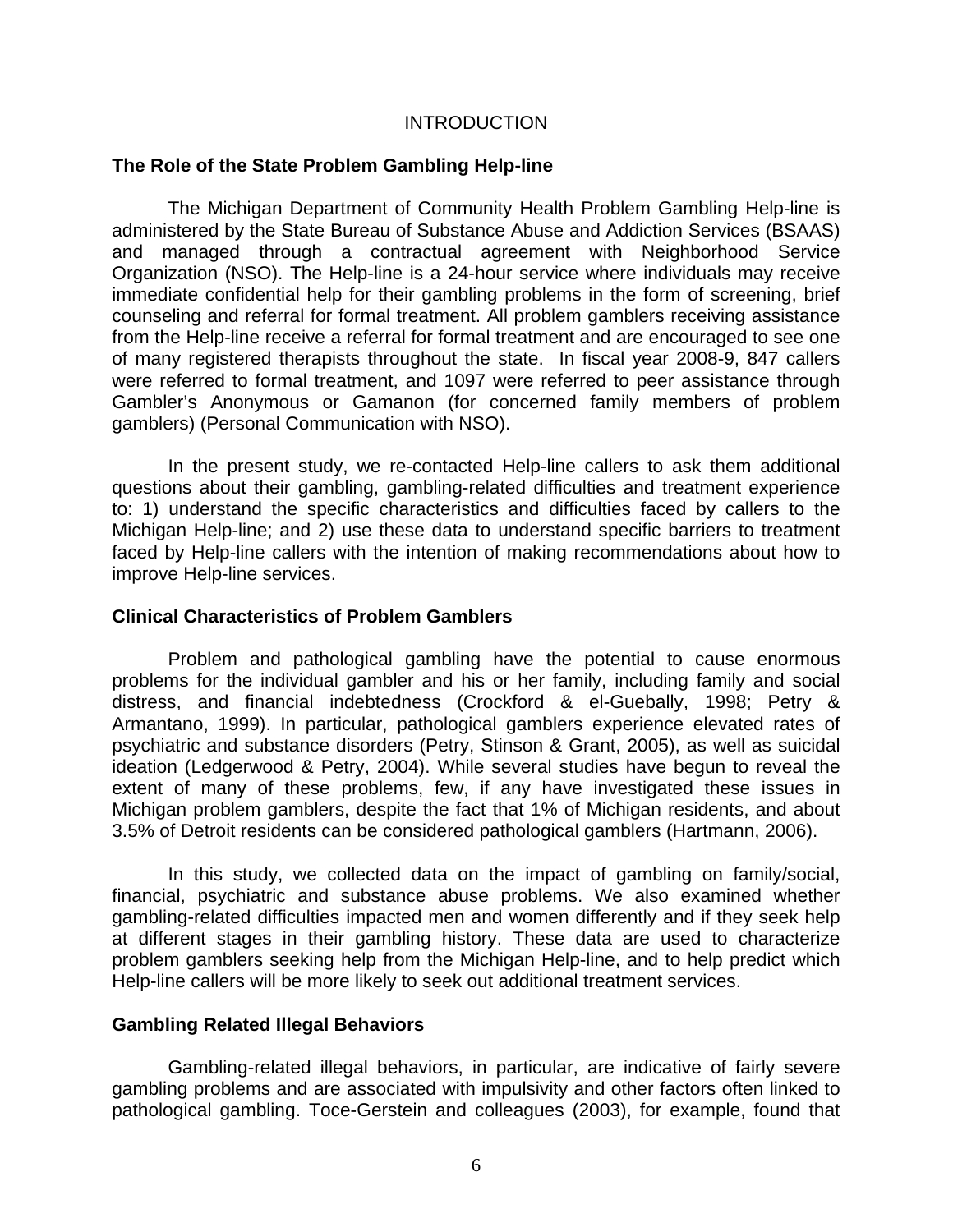# INTRODUCTION

## The Role of the State Problem Gambling Help-line

The Michigan Department of Community Health Problem Gambling Help-line is administered by the State Bureau of Substance Abuse and Addiction Services (BSAAS) and managed through a contractual agreement with Neighborhood Service Organization (NSO). The Help-line is a 24-hour service where individuals may receive immediate confidential help for their gambling problems in the form of screening, brief counseling and referral for formal treatment. All problem gamblers receiving assistance from the Help-line receive a referral for formal treatment and are encouraged to see one of many registered therapists throughout the state. In fiscal year 2008-9, 847 callers were referred to formal treatment, and 1097 were referred to peer assistance through Gambler's Anonymous or Gamanon (for concerned family members of problem gamblers) (Personal Communication with NSO).

In the present study, we re-contacted Help-line callers to ask them additional questions about their gambling, gambling-related difficulties and treatment experience to: 1) understand the specific characteristics and difficulties faced by callers to the Michigan Help-line; and 2) use these data to understand specific barriers to treatment faced by Help-line callers with the intention of making recommendations about how to improve Help-line services.

## Clinical Characteristics of Problem Gamblers

Problem and pathological gambling have the potential to cause enormous problems for the individual gambler and his or her family, including family and social distress, and financial indebtedness (Crockford & el-Guebally, 1998; Petry & Armantano, 1999). In particular, pathological gamblers experience elevated rates of psychiatric and substance disorders (Petry, Stinson & Grant, 2005), as well as suicidal ideation (Ledgerwood & Petry, 2004). While several studies have begun to reveal the extent of many of these problems, few, if any have investigated these issues in Michigan problem gamblers, despite the fact that 1% of Michigan residents, and about 3.5% of Detroit residents can be considered pathological gamblers (Hartmann, 2006).

In this study, we collected data on the impact of gambling on family/social, financial, psychiatric and substance abuse problems. We also examined whether gambling-related difficulties impacted men and women differently and if they seek help at different stages in their gambling history. These data are used to characterize problem gamblers seeking help from the Michigan Help-line, and to help predict which Help-line callers will be more likely to seek out additional treatment services.

## Gambling Related Illegal Behaviors

Gambling-related illegal behaviors, in particular, are indicative of fairly severe gambling problems and are associated with impulsivity and other factors often linked to pathological gambling. Toce-Gerstein and colleagues (2003), for example, found that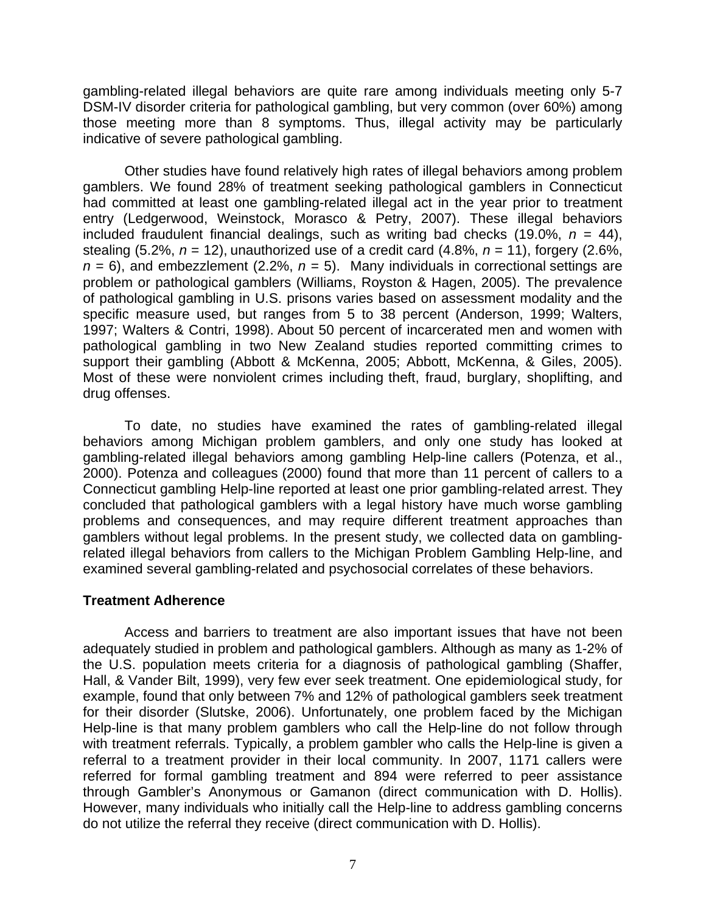gambling-related illegal behaviors are quite rare among individuals meeting only 5-7 DSM-IV disorder criteria for pathological gambling, but very common (over 60%) among those meeting more than 8 symptoms. Thus, illegal activity may be particularly indicative of severe pathological gambling.

Other studies have found relatively high rates of illegal behaviors among problem gamblers. We found 28% of treatment seeking pathological gamblers in Connecticut had committed at least one gambling-related illegal act in the year prior to treatment entry (Ledgerwood, Weinstock, Morasco & Petry, 2007). These illegal behaviors included fraudulent financial dealings, such as writing bad checks (19.0%, $n$ = 44), stealing (5.2%, $n$ = 12), unauthorized use of a credit card (4.8%, $n$ = 11), forgery (2.6%, $n$ = 6), and embezzlement (2.2%, $n$ = 5). Many individuals in correctional settings are problem or pathological gamblers (Williams, Royston & Hagen, 2005). The prevalence of pathological gambling in U.S. prisons varies based on assessment modality and the specific measure used, but ranges from 5 to 38 percent (Anderson, 1999; Walters, 1997; Walters & Contri, 1998). About 50 percent of incarcerated men and women with pathological gambling in two New Zealand studies reported committing crimes to support their gambling (Abbott & McKenna, 2005; Abbott, McKenna, & Giles, 2005). Most of these were nonviolent crimes including theft, fraud, burglary, shoplifting, and drug offenses.

To date, no studies have examined the rates of gambling-related illegal behaviors among Michigan problem gamblers, and only one study has looked at gambling-related illegal behaviors among gambling Help-line callers (Potenza, et al., 2000). Potenza and colleagues (2000) found that more than 11 percent of callers to a Connecticut gambling Help-line reported at least one prior gambling-related arrest. They concluded that pathological gamblers with a legal history have much worse gambling problems and consequences, and may require different treatment approaches than gamblers without legal problems. In the present study, we collected data on gambling-related illegal behaviors from callers to the Michigan Problem Gambling Help-line, and examined several gambling-related and psychosocial correlates of these behaviors.

**Treatment Adherence**

Access and barriers to treatment are also important issues that have not been adequately studied in problem and pathological gamblers. Although as many as 1-2% of the U.S. population meets criteria for a diagnosis of pathological gambling (Shaffer, Hall, & Vander Bilt, 1999), very few ever seek treatment. One epidemiological study, for example, found that only between 7% and 12% of pathological gamblers seek treatment for their disorder (Slutske, 2006). Unfortunately, one problem faced by the Michigan Help-line is that many problem gamblers who call the Help-line do not follow through with treatment referrals. Typically, a problem gambler who calls the Help-line is given a referral to a treatment provider in their local community. In 2007, 1171 callers were referred for formal gambling treatment and 894 were referred to peer assistance through Gambler's Anonymous or Gamanon (direct communication with D. Hollis). However, many individuals who initially call the Help-line to address gambling concerns do not utilize the referral they receive (direct communication with D. Hollis).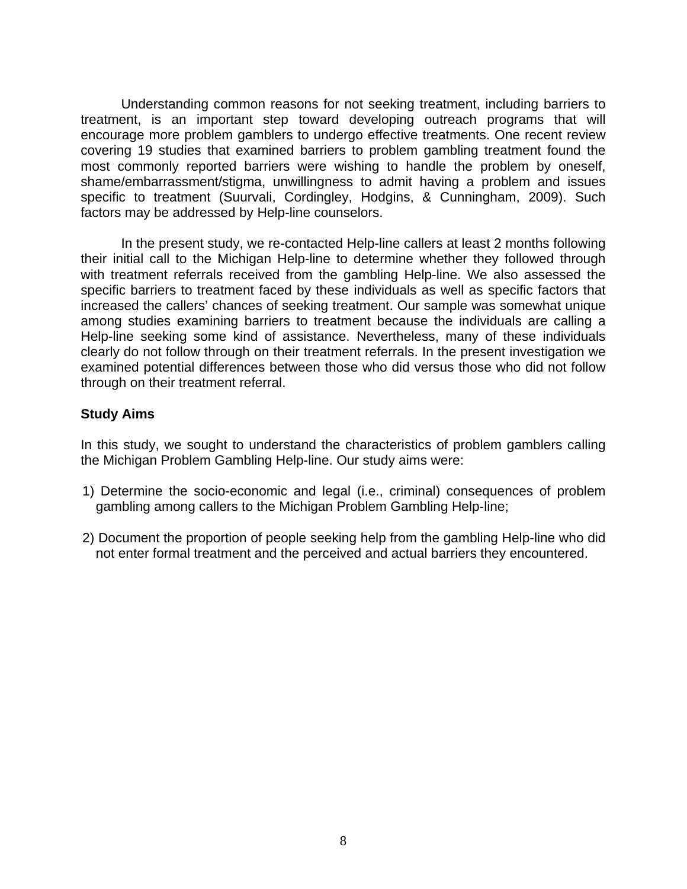Understanding common reasons for not seeking treatment, including barriers to treatment, is an important step toward developing outreach programs that will encourage more problem gamblers to undergo effective treatments. One recent review covering 19 studies that examined barriers to problem gambling treatment found the most commonly reported barriers were wishing to handle the problem by oneself, shame/embarrassment/stigma, unwillingness to admit having a problem and issues specific to treatment (Suurvali, Cordingley, Hodgins, & Cunningham, 2009). Such factors may be addressed by Help-line counselors.

In the present study, we re-contacted Help-line callers at least 2 months following their initial call to the Michigan Help-line to determine whether they followed through with treatment referrals received from the gambling Help-line. We also assessed the specific barriers to treatment faced by these individuals as well as specific factors that increased the callers' chances of seeking treatment. Our sample was somewhat unique among studies examining barriers to treatment because the individuals are calling a Help-line seeking some kind of assistance. Nevertheless, many of these individuals clearly do not follow through on their treatment referrals. In the present investigation we examined potential differences between those who did versus those who did not follow through on their treatment referral.

**Study Aims**

In this study, we sought to understand the characteristics of problem gamblers calling the Michigan Problem Gambling Help-line. Our study aims were:

1) Determine the socio-economic and legal (i.e., criminal) consequences of problem gambling among callers to the Michigan Problem Gambling Help-line;

2) Document the proportion of people seeking help from the gambling Help-line who did not enter formal treatment and the perceived and actual barriers they encountered.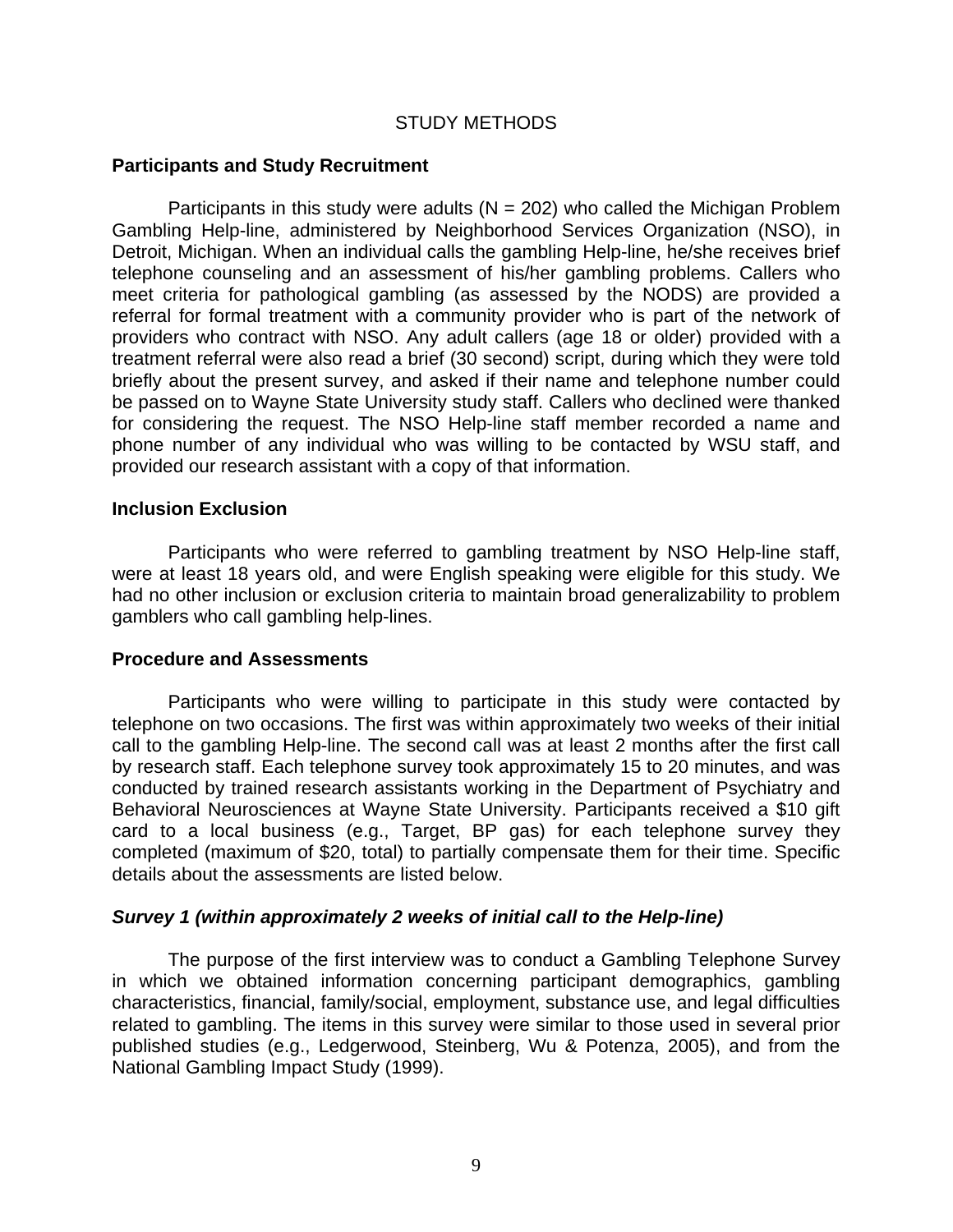# STUDY METHODS

## Participants and Study Recruitment

Participants in this study were adults (N = 202) who called the Michigan Problem Gambling Help-line, administered by Neighborhood Services Organization (NSO), in Detroit, Michigan. When an individual calls the gambling Help-line, he/she receives brief telephone counseling and an assessment of his/her gambling problems. Callers who meet criteria for pathological gambling (as assessed by the NODS) are provided a referral for formal treatment with a community provider who is part of the network of providers who contract with NSO. Any adult callers (age 18 or older) provided with a treatment referral were also read a brief (30 second) script, during which they were told briefly about the present survey, and asked if their name and telephone number could be passed on to Wayne State University study staff. Callers who declined were thanked for considering the request. The NSO Help-line staff member recorded a name and phone number of any individual who was willing to be contacted by WSU staff, and provided our research assistant with a copy of that information.

## Inclusion Exclusion

Participants who were referred to gambling treatment by NSO Help-line staff, were at least 18 years old, and were English speaking were eligible for this study. We had no other inclusion or exclusion criteria to maintain broad generalizability to problem gamblers who call gambling help-lines.

## Procedure and Assessments

Participants who were willing to participate in this study were contacted by telephone on two occasions. The first was within approximately two weeks of their initial call to the gambling Help-line. The second call was at least 2 months after the first call by research staff. Each telephone survey took approximately 15 to 20 minutes, and was conducted by trained research assistants working in the Department of Psychiatry and Behavioral Neurosciences at Wayne State University. Participants received a $10 gift card to a local business (e.g., Target, BP gas) for each telephone survey they completed (maximum of $20, total) to partially compensate them for their time. Specific details about the assessments are listed below.

### *Survey 1 (within approximately 2 weeks of initial call to the Help-line)*

The purpose of the first interview was to conduct a Gambling Telephone Survey in which we obtained information concerning participant demographics, gambling characteristics, financial, family/social, employment, substance use, and legal difficulties related to gambling. The items in this survey were similar to those used in several prior published studies (e.g., Ledgerwood, Steinberg, Wu & Potenza, 2005), and from the National Gambling Impact Study (1999).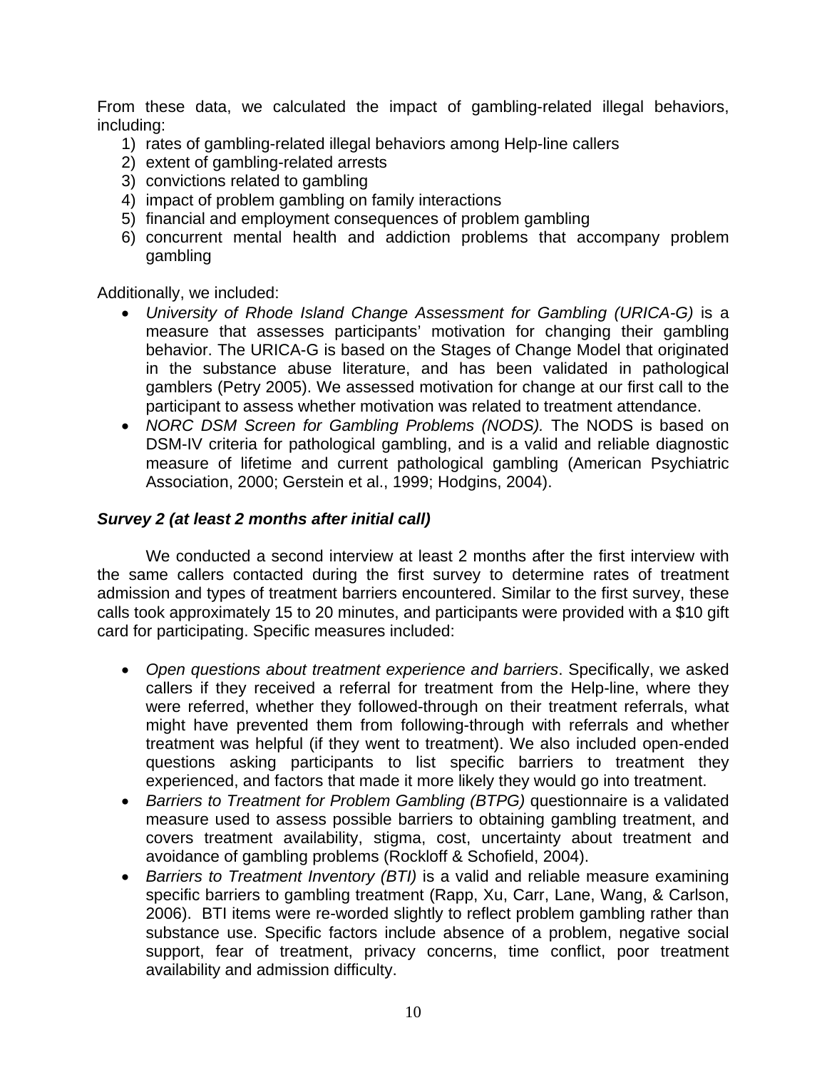From these data, we calculated the impact of gambling-related illegal behaviors, including:

1) rates of gambling-related illegal behaviors among Help-line callers
2) extent of gambling-related arrests
3) convictions related to gambling
4) impact of problem gambling on family interactions
5) financial and employment consequences of problem gambling
6) concurrent mental health and addiction problems that accompany problem gambling

Additionally, we included:

- *University of Rhode Island Change Assessment for Gambling (URICA-G)* is a measure that assesses participants' motivation for changing their gambling behavior. The URICA-G is based on the Stages of Change Model that originated in the substance abuse literature, and has been validated in pathological gamblers (Petry 2005). We assessed motivation for change at our first call to the participant to assess whether motivation was related to treatment attendance.
- *NORC DSM Screen for Gambling Problems (NODS).* The NODS is based on DSM-IV criteria for pathological gambling, and is a valid and reliable diagnostic measure of lifetime and current pathological gambling (American Psychiatric Association, 2000; Gerstein et al., 1999; Hodgins, 2004).

### *Survey 2 (at least 2 months after initial call)*

We conducted a second interview at least 2 months after the first interview with the same callers contacted during the first survey to determine rates of treatment admission and types of treatment barriers encountered. Similar to the first survey, these calls took approximately 15 to 20 minutes, and participants were provided with a $10 gift card for participating. Specific measures included:

- *Open questions about treatment experience and barriers*. Specifically, we asked callers if they received a referral for treatment from the Help-line, where they were referred, whether they followed-through on their treatment referrals, what might have prevented them from following-through with referrals and whether treatment was helpful (if they went to treatment). We also included open-ended questions asking participants to list specific barriers to treatment they experienced, and factors that made it more likely they would go into treatment.
- *Barriers to Treatment for Problem Gambling (BTPG)* questionnaire is a validated measure used to assess possible barriers to obtaining gambling treatment, and covers treatment availability, stigma, cost, uncertainty about treatment and avoidance of gambling problems (Rockloff & Schofield, 2004).
- *Barriers to Treatment Inventory (BTI)* is a valid and reliable measure examining specific barriers to gambling treatment (Rapp, Xu, Carr, Lane, Wang, & Carlson, 2006). BTI items were re-worded slightly to reflect problem gambling rather than substance use. Specific factors include absence of a problem, negative social support, fear of treatment, privacy concerns, time conflict, poor treatment availability and admission difficulty.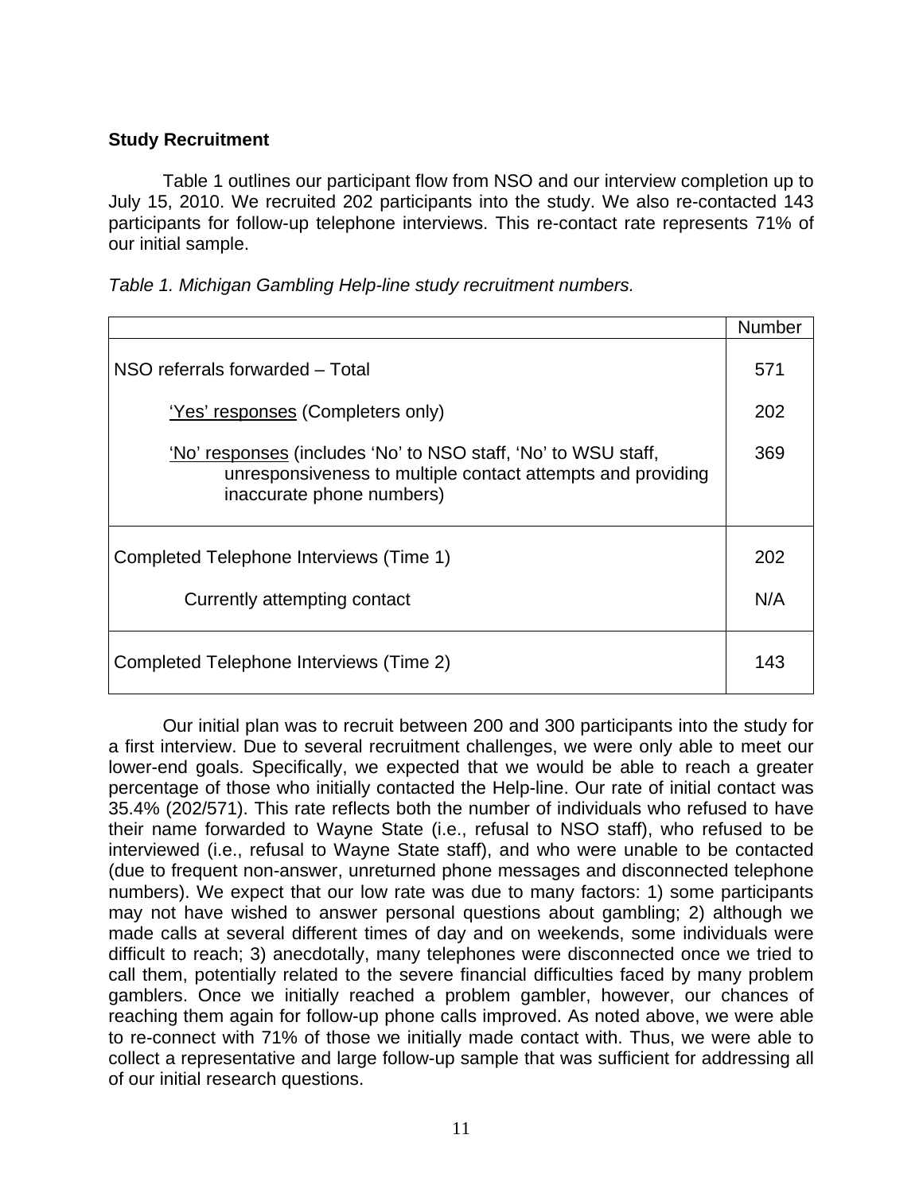**Study Recruitment**

Table 1 outlines our participant flow from NSO and our interview completion up to July 15, 2010. We recruited 202 participants into the study. We also re-contacted 143 participants for follow-up telephone interviews. This re-contact rate represents 71% of our initial sample.

*Table 1. Michigan Gambling Help-line study recruitment numbers.*

| | Number |
|---|---|
| NSO referrals forwarded – Total | 571 |
| 'Yes' responses (Completers only) | 202 |
| 'No' responses (includes 'No' to NSO staff, 'No' to WSU staff, unresponsiveness to multiple contact attempts and providing inaccurate phone numbers) | 369 |
| Completed Telephone Interviews (Time 1) | 202 |
| Currently attempting contact | N/A |
| Completed Telephone Interviews (Time 2) | 143 |

Our initial plan was to recruit between 200 and 300 participants into the study for a first interview. Due to several recruitment challenges, we were only able to meet our lower-end goals. Specifically, we expected that we would be able to reach a greater percentage of those who initially contacted the Help-line. Our rate of initial contact was 35.4% (202/571). This rate reflects both the number of individuals who refused to have their name forwarded to Wayne State (i.e., refusal to NSO staff), who refused to be interviewed (i.e., refusal to Wayne State staff), and who were unable to be contacted (due to frequent non-answer, unreturned phone messages and disconnected telephone numbers). We expect that our low rate was due to many factors: 1) some participants may not have wished to answer personal questions about gambling; 2) although we made calls at several different times of day and on weekends, some individuals were difficult to reach; 3) anecdotally, many telephones were disconnected once we tried to call them, potentially related to the severe financial difficulties faced by many problem gamblers. Once we initially reached a problem gambler, however, our chances of reaching them again for follow-up phone calls improved. As noted above, we were able to re-connect with 71% of those we initially made contact with. Thus, we were able to collect a representative and large follow-up sample that was sufficient for addressing all of our initial research questions.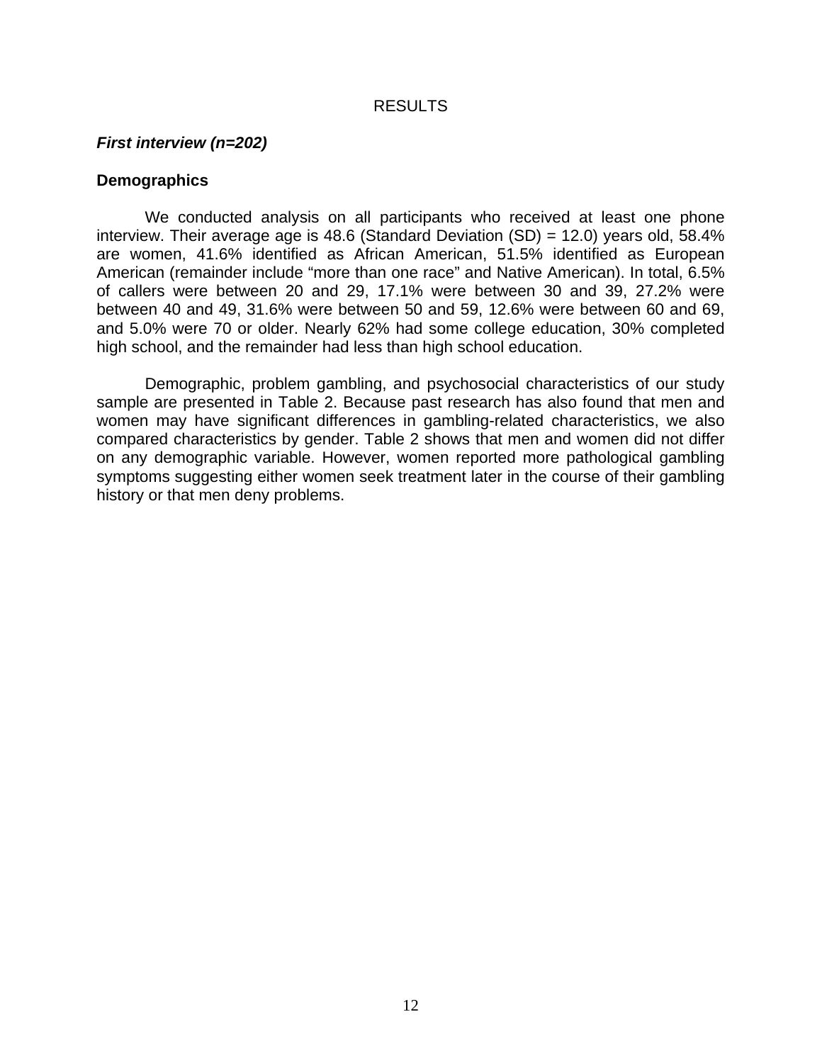# RESULTS

***First interview (n=202)***

**Demographics**

We conducted analysis on all participants who received at least one phone interview. Their average age is 48.6 (Standard Deviation (SD) = 12.0) years old, 58.4% are women, 41.6% identified as African American, 51.5% identified as European American (remainder include "more than one race" and Native American). In total, 6.5% of callers were between 20 and 29, 17.1% were between 30 and 39, 27.2% were between 40 and 49, 31.6% were between 50 and 59, 12.6% were between 60 and 69, and 5.0% were 70 or older. Nearly 62% had some college education, 30% completed high school, and the remainder had less than high school education.

Demographic, problem gambling, and psychosocial characteristics of our study sample are presented in Table 2. Because past research has also found that men and women may have significant differences in gambling-related characteristics, we also compared characteristics by gender. Table 2 shows that men and women did not differ on any demographic variable. However, women reported more pathological gambling symptoms suggesting either women seek treatment later in the course of their gambling history or that men deny problems.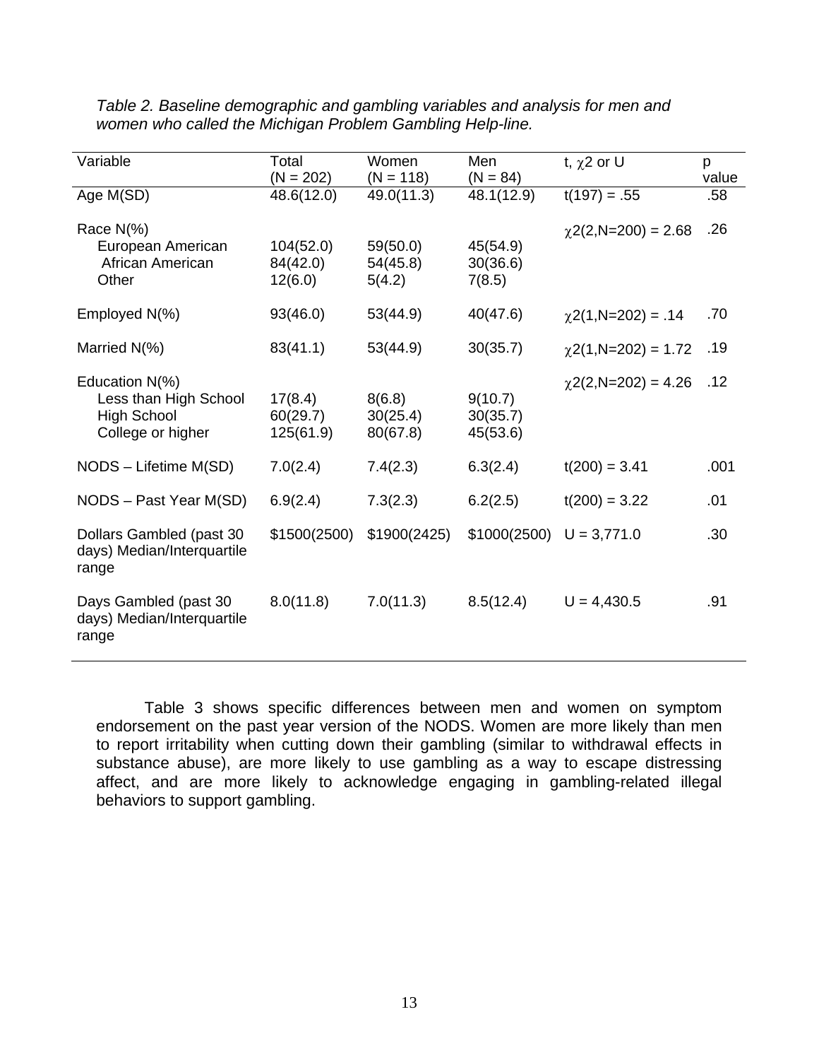*Table 2. Baseline demographic and gambling variables and analysis for men and women who called the Michigan Problem Gambling Help-line.*

| Variable | Total (N = 202) | Women (N = 118) | Men (N = 84) | t, $\chi 2$ or U | p value |
|---|---|---|---|---|---|
| Age M(SD) | 48.6(12.0) | 49.0(11.3) | 48.1(12.9) | t(197) = .55 | .58 |
| Race N(%) | | | | $\chi 2(2,N=200) = 2.68$ | .26 |
| European American | 104(52.0) | 59(50.0) | 45(54.9) | | |
| African American | 84(42.0) | 54(45.8) | 30(36.6) | | |
| Other | 12(6.0) | 5(4.2) | 7(8.5) | | |
| Employed N(%) | 93(46.0) | 53(44.9) | 40(47.6) | $\chi 2(1,N=202) = .14$ | .70 |
| Married N(%) | 83(41.1) | 53(44.9) | 30(35.7) | $\chi 2(1,N=202) = 1.72$ | .19 |
| Education N(%) | | | | $\chi 2(2,N=202) = 4.26$ | .12 |
| Less than High School | 17(8.4) | 8(6.8) | 9(10.7) | | |
| High School | 60(29.7) | 30(25.4) | 30(35.7) | | |
| College or higher | 125(61.9) | 80(67.8) | 45(53.6) | | |
| NODS – Lifetime M(SD) | 7.0(2.4) | 7.4(2.3) | 6.3(2.4) | t(200) = 3.41 | .001 |
| NODS – Past Year M(SD) | 6.9(2.4) | 7.3(2.3) | 6.2(2.5) | t(200) = 3.22 | .01 |
| Dollars Gambled (past 30 days) Median/Interquartile range | $1500(2500) | $1900(2425) | $1000(2500) | U = 3,771.0 | .30 |
| Days Gambled (past 30 days) Median/Interquartile range | 8.0(11.8) | 7.0(11.3) | 8.5(12.4) | U = 4,430.5 | .91 |

Table 3 shows specific differences between men and women on symptom endorsement on the past year version of the NODS. Women are more likely than men to report irritability when cutting down their gambling (similar to withdrawal effects in substance abuse), are more likely to use gambling as a way to escape distressing affect, and are more likely to acknowledge engaging in gambling-related illegal behaviors to support gambling.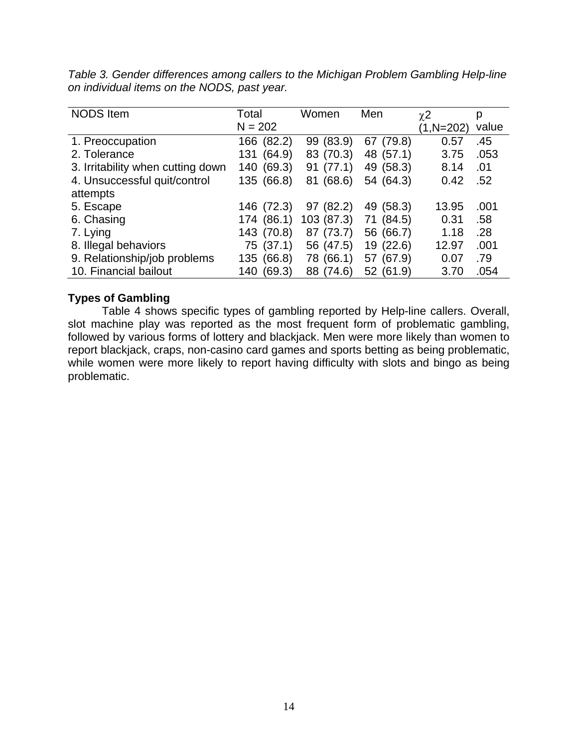*Table 3. Gender differences among callers to the Michigan Problem Gambling Help-line on individual items on the NODS, past year.*

| NODS Item | Total N = 202 | Women | Men | $\chi 2$ (1,N=202) | p value |
|---|---|---|---|---|---|
| 1. Preoccupation | 166 (82.2) | 99 (83.9) | 67 (79.8) | 0.57 | .45 |
| 2. Tolerance | 131 (64.9) | 83 (70.3) | 48 (57.1) | 3.75 | .053 |
| 3. Irritability when cutting down | 140 (69.3) | 91 (77.1) | 49 (58.3) | 8.14 | .01 |
| 4. Unsuccessful quit/control attempts | 135 (66.8) | 81 (68.6) | 54 (64.3) | 0.42 | .52 |
| 5. Escape | 146 (72.3) | 97 (82.2) | 49 (58.3) | 13.95 | .001 |
| 6. Chasing | 174 (86.1) | 103 (87.3) | 71 (84.5) | 0.31 | .58 |
| 7. Lying | 143 (70.8) | 87 (73.7) | 56 (66.7) | 1.18 | .28 |
| 8. Illegal behaviors | 75 (37.1) | 56 (47.5) | 19 (22.6) | 12.97 | .001 |
| 9. Relationship/job problems | 135 (66.8) | 78 (66.1) | 57 (67.9) | 0.07 | .79 |
| 10. Financial bailout | 140 (69.3) | 88 (74.6) | 52 (61.9) | 3.70 | .054 |

**Types of Gambling**

Table 4 shows specific types of gambling reported by Help-line callers. Overall, slot machine play was reported as the most frequent form of problematic gambling, followed by various forms of lottery and blackjack. Men were more likely than women to report blackjack, craps, non-casino card games and sports betting as being problematic, while women were more likely to report having difficulty with slots and bingo as being problematic.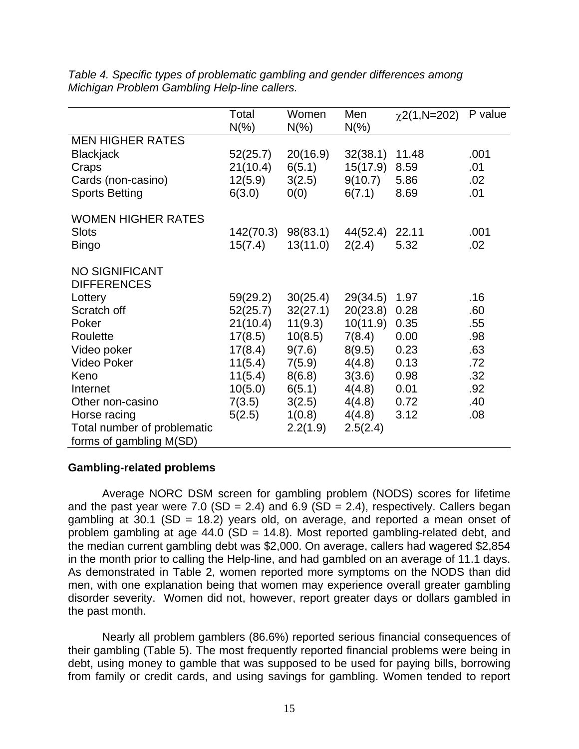*Table 4. Specific types of problematic gambling and gender differences among Michigan Problem Gambling Help-line callers.*

| | Total N(%) | Women N(%) | Men N(%) | $\chi 2(1,N=202)$ | P value |
|---|---|---|---|---|---|
| MEN HIGHER RATES | | | | | |
| Blackjack | 52(25.7) | 20(16.9) | 32(38.1) | 11.48 | .001 |
| Craps | 21(10.4) | 6(5.1) | 15(17.9) | 8.59 | .01 |
| Cards (non-casino) | 12(5.9) | 3(2.5) | 9(10.7) | 5.86 | .02 |
| Sports Betting | 6(3.0) | 0(0) | 6(7.1) | 8.69 | .01 |
| WOMEN HIGHER RATES | | | | | |
| Slots | 142(70.3) | 98(83.1) | 44(52.4) | 22.11 | .001 |
| Bingo | 15(7.4) | 13(11.0) | 2(2.4) | 5.32 | .02 |
| NO SIGNIFICANT DIFFERENCES | | | | | |
| Lottery | 59(29.2) | 30(25.4) | 29(34.5) | 1.97 | .16 |
| Scratch off | 52(25.7) | 32(27.1) | 20(23.8) | 0.28 | .60 |
| Poker | 21(10.4) | 11(9.3) | 10(11.9) | 0.35 | .55 |
| Roulette | 17(8.5) | 10(8.5) | 7(8.4) | 0.00 | .98 |
| Video poker | 17(8.4) | 9(7.6) | 8(9.5) | 0.23 | .63 |
| Video Poker | 11(5.4) | 7(5.9) | 4(4.8) | 0.13 | .72 |
| Keno | 11(5.4) | 8(6.8) | 3(3.6) | 0.98 | .32 |
| Internet | 10(5.0) | 6(5.1) | 4(4.8) | 0.01 | .92 |
| Other non-casino | 7(3.5) | 3(2.5) | 4(4.8) | 0.72 | .40 |
| Horse racing | 5(2.5) | 1(0.8) | 4(4.8) | 3.12 | .08 |
| Total number of problematic forms of gambling M(SD) | | 2.2(1.9) | 2.5(2.4) | | |

**Gambling-related problems**

Average NORC DSM screen for gambling problem (NODS) scores for lifetime and the past year were 7.0 (SD = 2.4) and 6.9 (SD = 2.4), respectively. Callers began gambling at 30.1 (SD = 18.2) years old, on average, and reported a mean onset of problem gambling at age 44.0 (SD = 14.8). Most reported gambling-related debt, and the median current gambling debt was $2,000. On average, callers had wagered $2,854 in the month prior to calling the Help-line, and had gambled on an average of 11.1 days. As demonstrated in Table 2, women reported more symptoms on the NODS than did men, with one explanation being that women may experience overall greater gambling disorder severity. Women did not, however, report greater days or dollars gambled in the past month.

Nearly all problem gamblers (86.6%) reported serious financial consequences of their gambling (Table 5). The most frequently reported financial problems were being in debt, using money to gamble that was supposed to be used for paying bills, borrowing from family or credit cards, and using savings for gambling. Women tended to report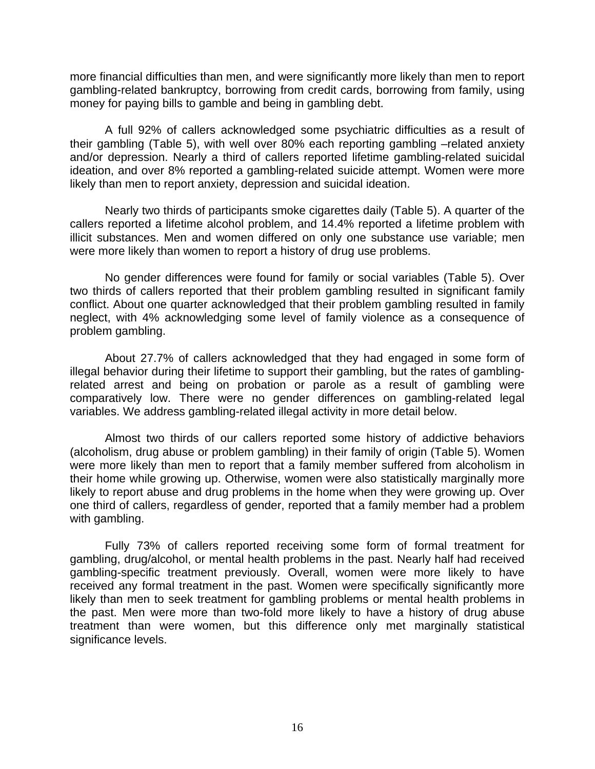more financial difficulties than men, and were significantly more likely than men to report gambling-related bankruptcy, borrowing from credit cards, borrowing from family, using money for paying bills to gamble and being in gambling debt.

A full 92% of callers acknowledged some psychiatric difficulties as a result of their gambling (Table 5), with well over 80% each reporting gambling –related anxiety and/or depression. Nearly a third of callers reported lifetime gambling-related suicidal ideation, and over 8% reported a gambling-related suicide attempt. Women were more likely than men to report anxiety, depression and suicidal ideation.

Nearly two thirds of participants smoke cigarettes daily (Table 5). A quarter of the callers reported a lifetime alcohol problem, and 14.4% reported a lifetime problem with illicit substances. Men and women differed on only one substance use variable; men were more likely than women to report a history of drug use problems.

No gender differences were found for family or social variables (Table 5). Over two thirds of callers reported that their problem gambling resulted in significant family conflict. About one quarter acknowledged that their problem gambling resulted in family neglect, with 4% acknowledging some level of family violence as a consequence of problem gambling.

About 27.7% of callers acknowledged that they had engaged in some form of illegal behavior during their lifetime to support their gambling, but the rates of gambling-related arrest and being on probation or parole as a result of gambling were comparatively low. There were no gender differences on gambling-related legal variables. We address gambling-related illegal activity in more detail below.

Almost two thirds of our callers reported some history of addictive behaviors (alcoholism, drug abuse or problem gambling) in their family of origin (Table 5). Women were more likely than men to report that a family member suffered from alcoholism in their home while growing up. Otherwise, women were also statistically marginally more likely to report abuse and drug problems in the home when they were growing up. Over one third of callers, regardless of gender, reported that a family member had a problem with gambling.

Fully 73% of callers reported receiving some form of formal treatment for gambling, drug/alcohol, or mental health problems in the past. Nearly half had received gambling-specific treatment previously. Overall, women were more likely to have received any formal treatment in the past. Women were specifically significantly more likely than men to seek treatment for gambling problems or mental health problems in the past. Men were more than two-fold more likely to have a history of drug abuse treatment than were women, but this difference only met marginally statistical significance levels.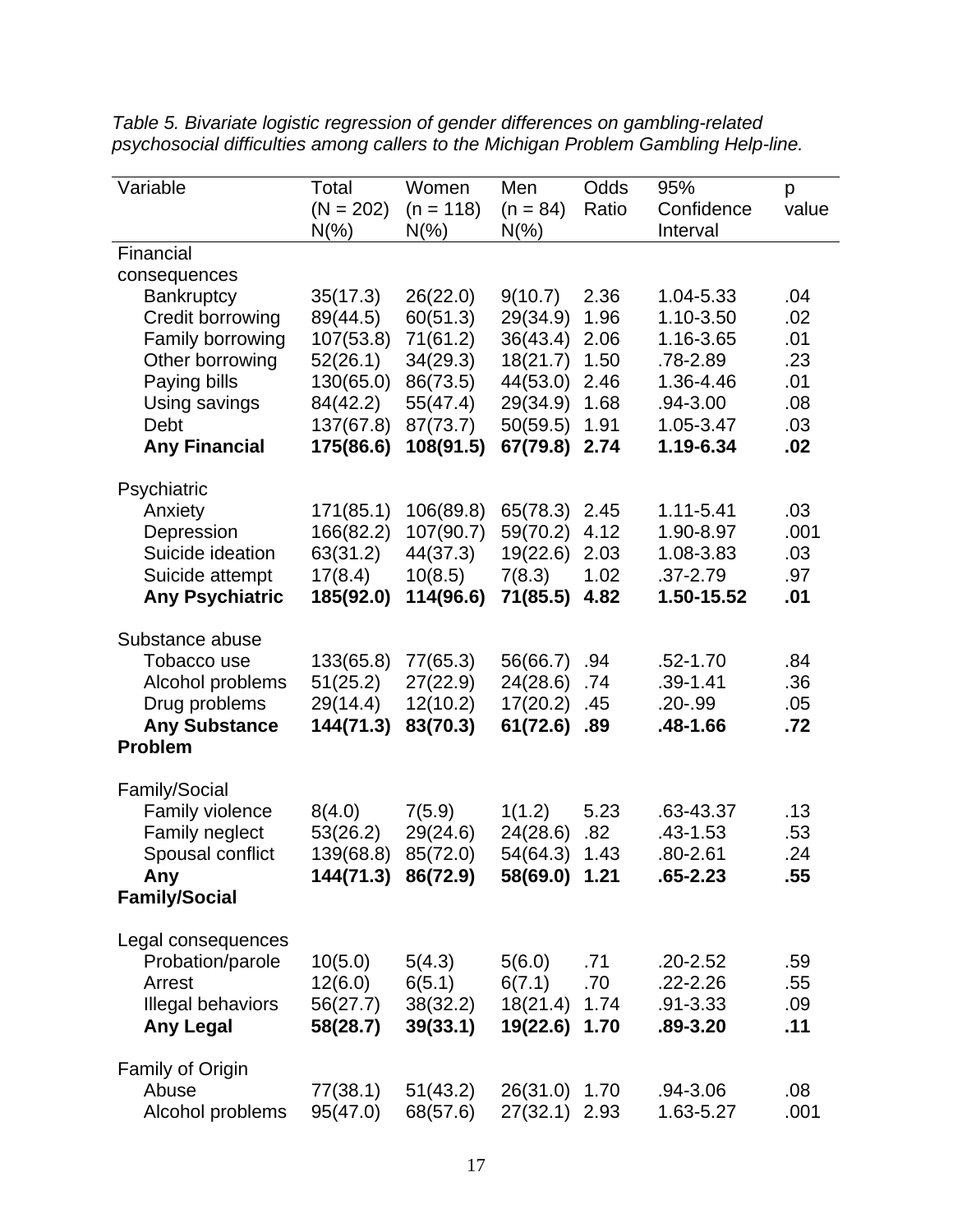*Table 5. Bivariate logistic regression of gender differences on gambling-related psychosocial difficulties among callers to the Michigan Problem Gambling Help-line.*

| Variable | Total (N = 202) N(%) | Women (n = 118) N(%) | Men (n = 84) N(%) | Odds Ratio | 95% Confidence Interval | p value |
|---|---|---|---|---|---|---|
| Financial consequences | | | | | | |
| Bankruptcy | 35(17.3) | 26(22.0) | 9(10.7) | 2.36 | 1.04-5.33 | .04 |
| Credit borrowing | 89(44.5) | 60(51.3) | 29(34.9) | 1.96 | 1.10-3.50 | .02 |
| Family borrowing | 107(53.8) | 71(61.2) | 36(43.4) | 2.06 | 1.16-3.65 | .01 |
| Other borrowing | 52(26.1) | 34(29.3) | 18(21.7) | 1.50 | .78-2.89 | .23 |
| Paying bills | 130(65.0) | 86(73.5) | 44(53.0) | 2.46 | 1.36-4.46 | .01 |
| Using savings | 84(42.2) | 55(47.4) | 29(34.9) | 1.68 | .94-3.00 | .08 |
| Debt | 137(67.8) | 87(73.7) | 50(59.5) | 1.91 | 1.05-3.47 | .03 |
| **Any Financial** | **175(86.6)** | **108(91.5)** | **67(79.8)** | **2.74** | **1.19-6.34** | **.02** |
| Psychiatric | | | | | | |
| Anxiety | 171(85.1) | 106(89.8) | 65(78.3) | 2.45 | 1.11-5.41 | .03 |
| Depression | 166(82.2) | 107(90.7) | 59(70.2) | 4.12 | 1.90-8.97 | .001 |
| Suicide ideation | 63(31.2) | 44(37.3) | 19(22.6) | 2.03 | 1.08-3.83 | .03 |
| Suicide attempt | 17(8.4) | 10(8.5) | 7(8.3) | 1.02 | .37-2.79 | .97 |
| **Any Psychiatric** | **185(92.0)** | **114(96.6)** | **71(85.5)** | **4.82** | **1.50-15.52** | **.01** |
| Substance abuse | | | | | | |
| Tobacco use | 133(65.8) | 77(65.3) | 56(66.7) | .94 | .52-1.70 | .84 |
| Alcohol problems | 51(25.2) | 27(22.9) | 24(28.6) | .74 | .39-1.41 | .36 |
| Drug problems | 29(14.4) | 12(10.2) | 17(20.2) | .45 | .20-.99 | .05 |
| **Any Substance Problem** | **144(71.3)** | **83(70.3)** | **61(72.6)** | **.89** | **.48-1.66** | **.72** |
| Family/Social | | | | | | |
| Family violence | 8(4.0) | 7(5.9) | 1(1.2) | 5.23 | .63-43.37 | .13 |
| Family neglect | 53(26.2) | 29(24.6) | 24(28.6) | .82 | .43-1.53 | .53 |
| Spousal conflict | 139(68.8) | 85(72.0) | 54(64.3) | 1.43 | .80-2.61 | .24 |
| **Any Family/Social** | **144(71.3)** | **86(72.9)** | **58(69.0)** | **1.21** | **.65-2.23** | **.55** |
| Legal consequences | | | | | | |
| Probation/parole | 10(5.0) | 5(4.3) | 5(6.0) | .71 | .20-2.52 | .59 |
| Arrest | 12(6.0) | 6(5.1) | 6(7.1) | .70 | .22-2.26 | .55 |
| Illegal behaviors | 56(27.7) | 38(32.2) | 18(21.4) | 1.74 | .91-3.33 | .09 |
| **Any Legal** | **58(28.7)** | **39(33.1)** | **19(22.6)** | **1.70** | **.89-3.20** | **.11** |
| Family of Origin | | | | | | |
| Abuse | 77(38.1) | 51(43.2) | 26(31.0) | 1.70 | .94-3.06 | .08 |
| Alcohol problems | 95(47.0) | 68(57.6) | 27(32.1) | 2.93 | 1.63-5.27 | .001 |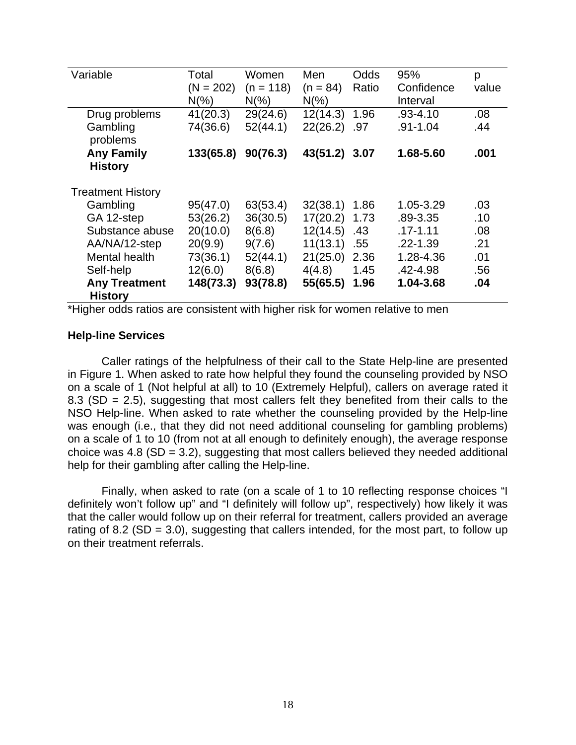| Variable | Total (N = 202) N(%) | Women (n = 118) N(%) | Men (n = 84) N(%) | Odds Ratio | 95% Confidence Interval | p value |
|---|---|---|---|---|---|---|
| Drug problems | 41(20.3) | 29(24.6) | 12(14.3) | 1.96 | .93-4.10 | .08 |
| Gambling problems | 74(36.6) | 52(44.1) | 22(26.2) | .97 | .91-1.04 | .44 |
| **Any Family History** | **133(65.8)** | **90(76.3)** | **43(51.2)** | **3.07** | **1.68-5.60** | **.001** |
| Treatment History | | | | | | |
| Gambling | 95(47.0) | 63(53.4) | 32(38.1) | 1.86 | 1.05-3.29 | .03 |
| GA 12-step | 53(26.2) | 36(30.5) | 17(20.2) | 1.73 | .89-3.35 | .10 |
| Substance abuse | 20(10.0) | 8(6.8) | 12(14.5) | .43 | .17-1.11 | .08 |
| AA/NA/12-step | 20(9.9) | 9(7.6) | 11(13.1) | .55 | .22-1.39 | .21 |
| Mental health | 73(36.1) | 52(44.1) | 21(25.0) | 2.36 | 1.28-4.36 | .01 |
| Self-help | 12(6.0) | 8(6.8) | 4(4.8) | 1.45 | .42-4.98 | .56 |
| **Any Treatment History** | **148(73.3)** | **93(78.8)** | **55(65.5)** | **1.96** | **1.04-3.68** | **.04** |

*Higher odds ratios are consistent with higher risk for women relative to men

### Help-line Services

Caller ratings of the helpfulness of their call to the State Help-line are presented in Figure 1. When asked to rate how helpful they found the counseling provided by NSO on a scale of 1 (Not helpful at all) to 10 (Extremely Helpful), callers on average rated it 8.3 (SD = 2.5), suggesting that most callers felt they benefited from their calls to the NSO Help-line. When asked to rate whether the counseling provided by the Help-line was enough (i.e., that they did not need additional counseling for gambling problems) on a scale of 1 to 10 (from not at all enough to definitely enough), the average response choice was 4.8 (SD = 3.2), suggesting that most callers believed they needed additional help for their gambling after calling the Help-line.

Finally, when asked to rate (on a scale of 1 to 10 reflecting response choices "I definitely won't follow up" and "I definitely will follow up", respectively) how likely it was that the caller would follow up on their referral for treatment, callers provided an average rating of 8.2 (SD = 3.0), suggesting that callers intended, for the most part, to follow up on their treatment referrals.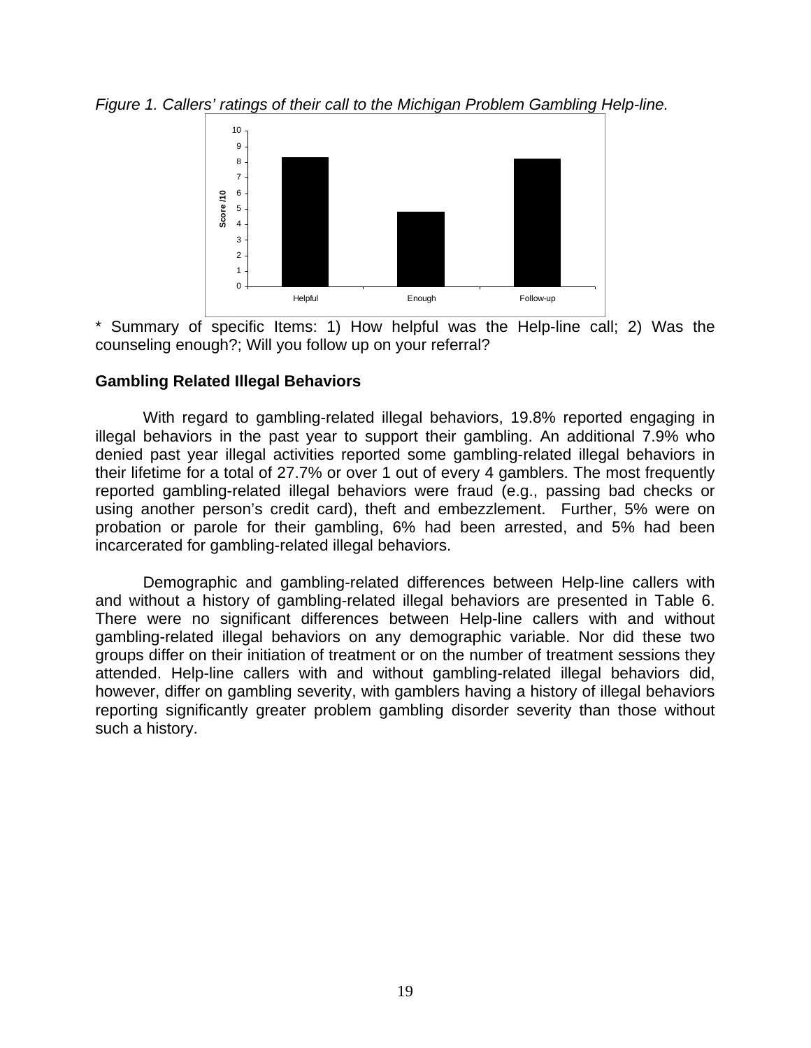*Figure 1. Callers' ratings of their call to the Michigan Problem Gambling Help-line.*

10
9
8
7
6
5
4
3
2
1
0
Score /10
Helpful
Enough
Follow-up

* Summary of specific Items: 1) How helpful was the Help-line call; 2) Was the counseling enough?; Will you follow up on your referral?

**Gambling Related Illegal Behaviors**

With regard to gambling-related illegal behaviors, 19.8% reported engaging in illegal behaviors in the past year to support their gambling. An additional 7.9% who denied past year illegal activities reported some gambling-related illegal behaviors in their lifetime for a total of 27.7% or over 1 out of every 4 gamblers. The most frequently reported gambling-related illegal behaviors were fraud (e.g., passing bad checks or using another person's credit card), theft and embezzlement. Further, 5% were on probation or parole for their gambling, 6% had been arrested, and 5% had been incarcerated for gambling-related illegal behaviors.

Demographic and gambling-related differences between Help-line callers with and without a history of gambling-related illegal behaviors are presented in Table 6. There were no significant differences between Help-line callers with and without gambling-related illegal behaviors on any demographic variable. Nor did these two groups differ on their initiation of treatment or on the number of treatment sessions they attended. Help-line callers with and without gambling-related illegal behaviors did, however, differ on gambling severity, with gamblers having a history of illegal behaviors reporting significantly greater problem gambling disorder severity than those without such a history.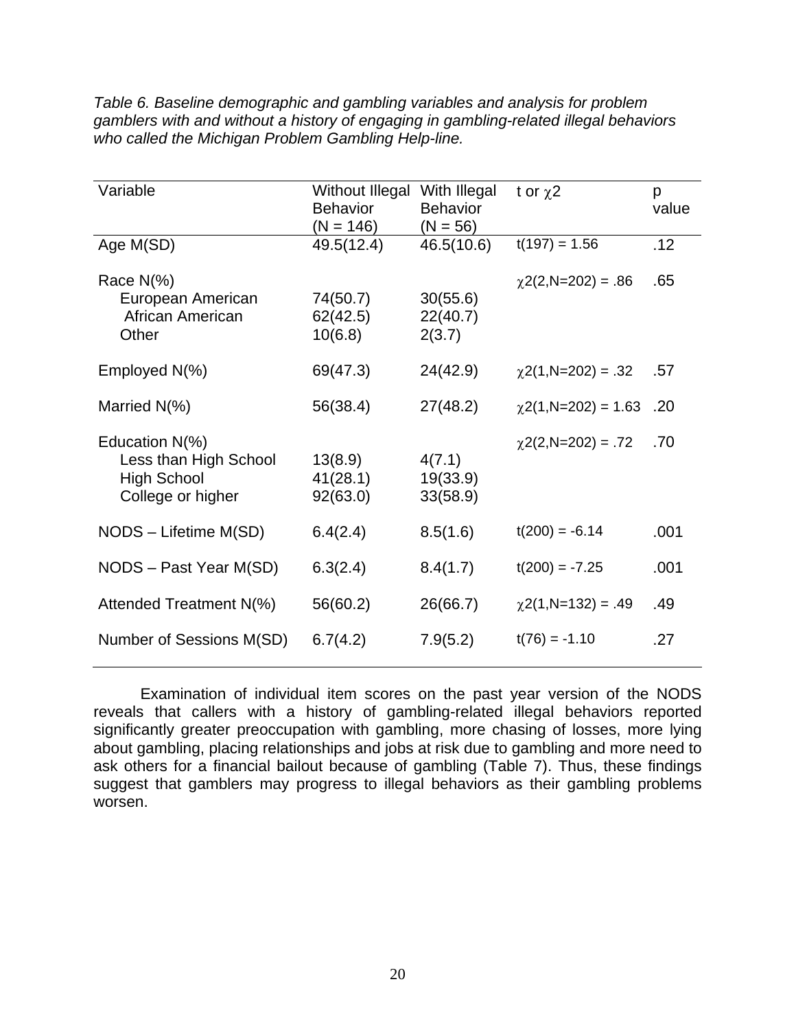*Table 6. Baseline demographic and gambling variables and analysis for problem gamblers with and without a history of engaging in gambling-related illegal behaviors who called the Michigan Problem Gambling Help-line.*

| Variable | Without Illegal Behavior (N = 146) | With Illegal Behavior (N = 56) | t or $\chi 2$ | p value |
|---|---|---|---|---|
| Age M(SD) | 49.5(12.4) | 46.5(10.6) | t(197) = 1.56 | .12 |
| Race N(%) | | | $\chi$2(2,N=202) = .86 | .65 |
| European American | 74(50.7) | 30(55.6) | | |
| African American | 62(42.5) | 22(40.7) | | |
| Other | 10(6.8) | 2(3.7) | | |
| Employed N(%) | 69(47.3) | 24(42.9) | $\chi$2(1,N=202) = .32 | .57 |
| Married N(%) | 56(38.4) | 27(48.2) | $\chi$2(1,N=202) = 1.63 | .20 |
| Education N(%) | | | $\chi$2(2,N=202) = .72 | .70 |
| Less than High School | 13(8.9) | 4(7.1) | | |
| High School | 41(28.1) | 19(33.9) | | |
| College or higher | 92(63.0) | 33(58.9) | | |
| NODS – Lifetime M(SD) | 6.4(2.4) | 8.5(1.6) | t(200) = -6.14 | .001 |
| NODS – Past Year M(SD) | 6.3(2.4) | 8.4(1.7) | t(200) = -7.25 | .001 |
| Attended Treatment N(%) | 56(60.2) | 26(66.7) | $\chi$2(1,N=132) = .49 | .49 |
| Number of Sessions M(SD) | 6.7(4.2) | 7.9(5.2) | t(76) = -1.10 | .27 |

Examination of individual item scores on the past year version of the NODS reveals that callers with a history of gambling-related illegal behaviors reported significantly greater preoccupation with gambling, more chasing of losses, more lying about gambling, placing relationships and jobs at risk due to gambling and more need to ask others for a financial bailout because of gambling (Table 7). Thus, these findings suggest that gamblers may progress to illegal behaviors as their gambling problems worsen.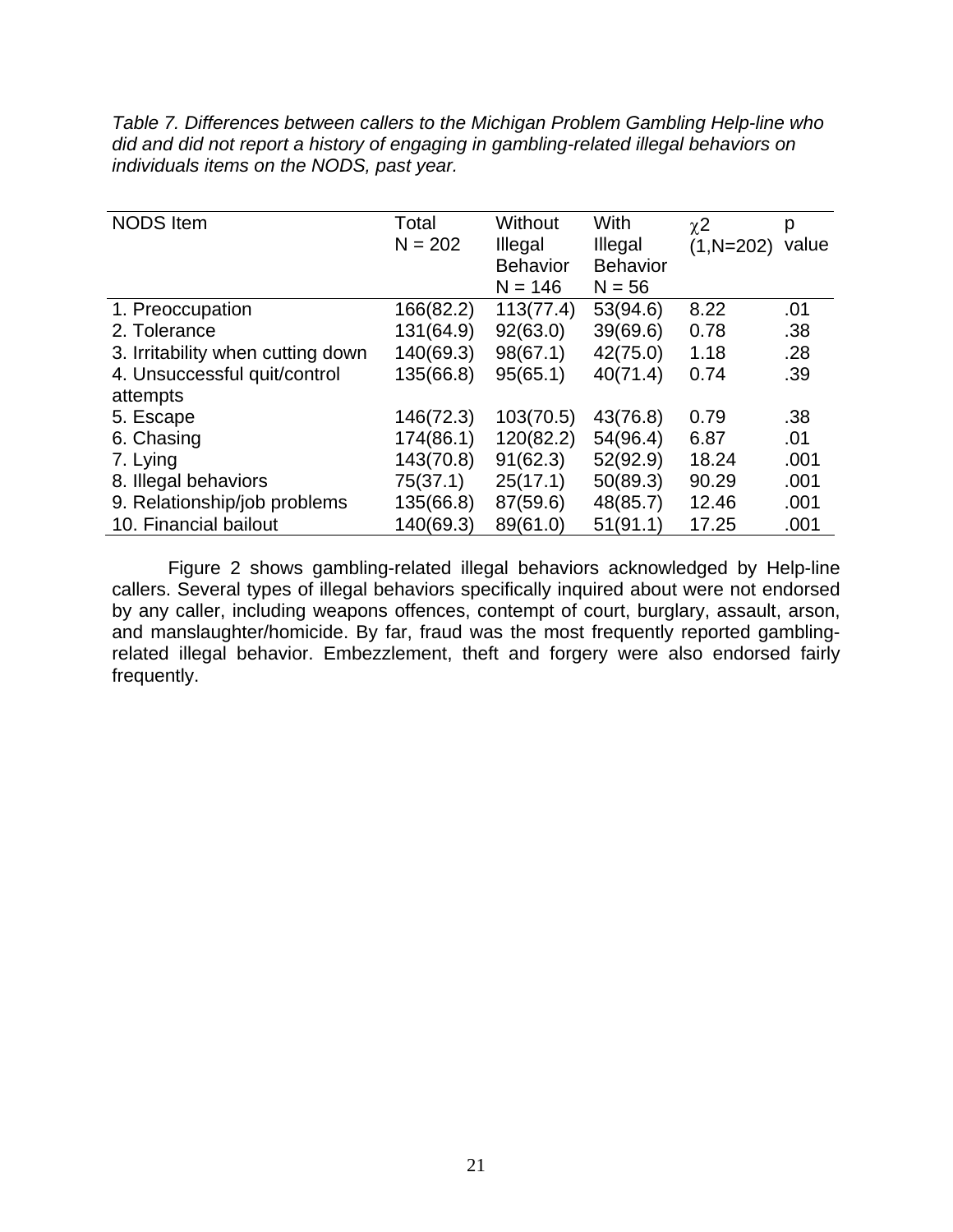*Table 7. Differences between callers to the Michigan Problem Gambling Help-line who did and did not report a history of engaging in gambling-related illegal behaviors on individuals items on the NODS, past year.*

| NODS Item | Total N = 202 | Without Illegal Behavior N = 146 | With Illegal Behavior N = 56 | $\chi2$ (1,N=202) | p value |
|---|---|---|---|---|---|
| 1. Preoccupation | 166(82.2) | 113(77.4) | 53(94.6) | 8.22 | .01 |
| 2. Tolerance | 131(64.9) | 92(63.0) | 39(69.6) | 0.78 | .38 |
| 3. Irritability when cutting down | 140(69.3) | 98(67.1) | 42(75.0) | 1.18 | .28 |
| 4. Unsuccessful quit/control attempts | 135(66.8) | 95(65.1) | 40(71.4) | 0.74 | .39 |
| 5. Escape | 146(72.3) | 103(70.5) | 43(76.8) | 0.79 | .38 |
| 6. Chasing | 174(86.1) | 120(82.2) | 54(96.4) | 6.87 | .01 |
| 7. Lying | 143(70.8) | 91(62.3) | 52(92.9) | 18.24 | .001 |
| 8. Illegal behaviors | 75(37.1) | 25(17.1) | 50(89.3) | 90.29 | .001 |
| 9. Relationship/job problems | 135(66.8) | 87(59.6) | 48(85.7) | 12.46 | .001 |
| 10. Financial bailout | 140(69.3) | 89(61.0) | 51(91.1) | 17.25 | .001 |

Figure 2 shows gambling-related illegal behaviors acknowledged by Help-line callers. Several types of illegal behaviors specifically inquired about were not endorsed by any caller, including weapons offences, contempt of court, burglary, assault, arson, and manslaughter/homicide. By far, fraud was the most frequently reported gambling-related illegal behavior. Embezzlement, theft and forgery were also endorsed fairly frequently.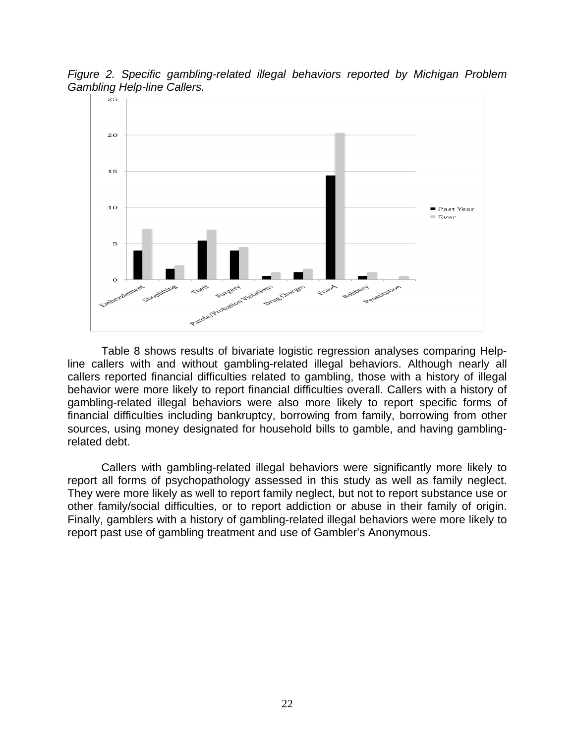*Figure 2. Specific gambling-related illegal behaviors reported by Michigan Problem Gambling Help-line Callers.*

25
20
15
10
5
0

Embezzlement
Shoplifting
Theft
Forgery
Parole/Probation Violations
Drug Charges
Fraud
Robbery
Prostitution

Past Year
Ever

Table 8 shows results of bivariate logistic regression analyses comparing Help-line callers with and without gambling-related illegal behaviors. Although nearly all callers reported financial difficulties related to gambling, those with a history of illegal behavior were more likely to report financial difficulties overall. Callers with a history of gambling-related illegal behaviors were also more likely to report specific forms of financial difficulties including bankruptcy, borrowing from family, borrowing from other sources, using money designated for household bills to gamble, and having gambling-related debt.

Callers with gambling-related illegal behaviors were significantly more likely to report all forms of psychopathology assessed in this study as well as family neglect. They were more likely as well to report family neglect, but not to report substance use or other family/social difficulties, or to report addiction or abuse in their family of origin. Finally, gamblers with a history of gambling-related illegal behaviors were more likely to report past use of gambling treatment and use of Gambler's Anonymous.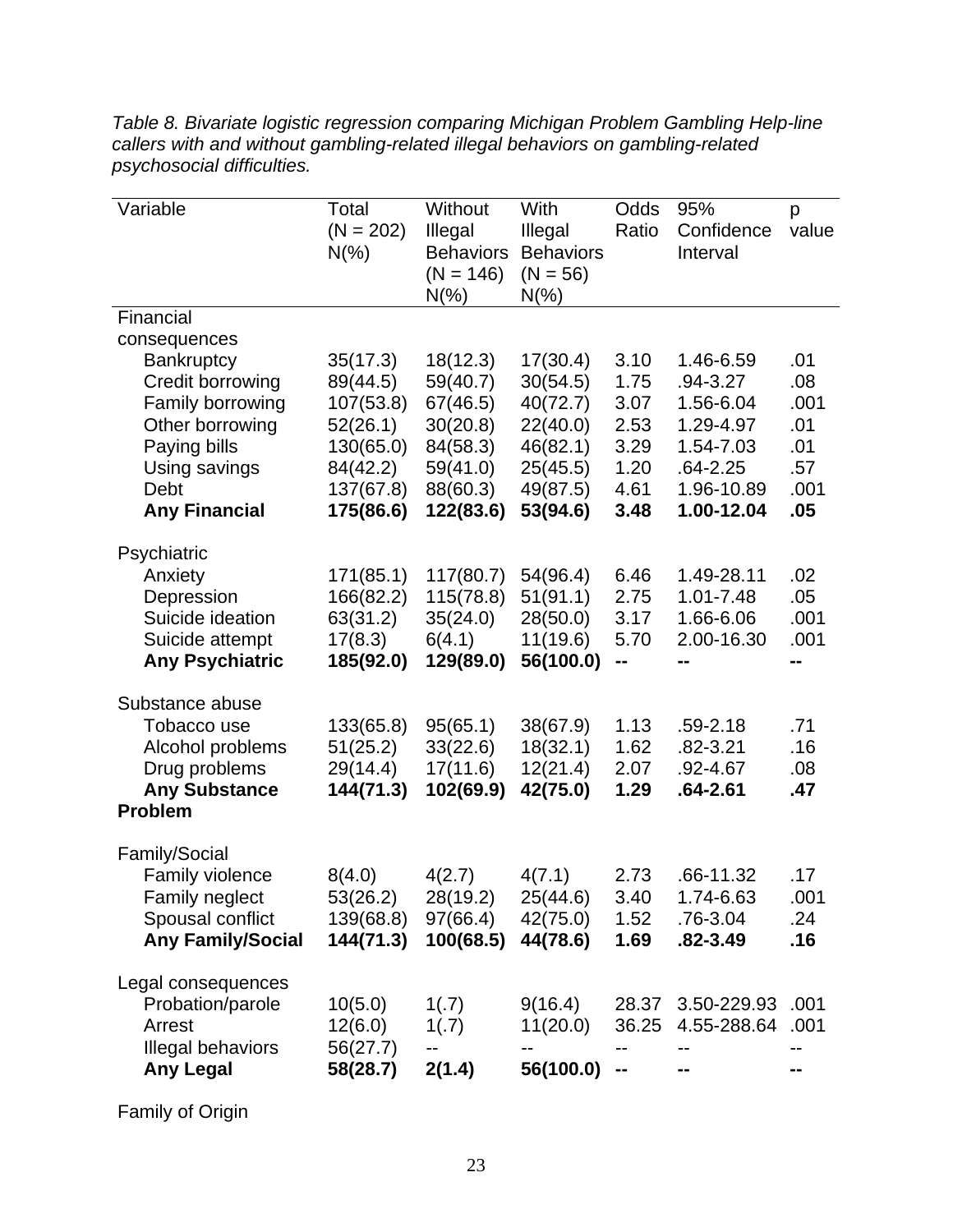*Table 8. Bivariate logistic regression comparing Michigan Problem Gambling Help-line callers with and without gambling-related illegal behaviors on gambling-related psychosocial difficulties.*

| Variable | Total (N = 202) N(%) | Without Illegal Behaviors (N = 146) N(%) | With Illegal Behaviors (N = 56) N(%) | Odds Ratio | 95% Confidence Interval | p value |
|---|---|---|---|---|---|---|
| Financial consequences | | | | | | |
| Bankruptcy | 35(17.3) | 18(12.3) | 17(30.4) | 3.10 | 1.46-6.59 | .01 |
| Credit borrowing | 89(44.5) | 59(40.7) | 30(54.5) | 1.75 | .94-3.27 | .08 |
| Family borrowing | 107(53.8) | 67(46.5) | 40(72.7) | 3.07 | 1.56-6.04 | .001 |
| Other borrowing | 52(26.1) | 30(20.8) | 22(40.0) | 2.53 | 1.29-4.97 | .01 |
| Paying bills | 130(65.0) | 84(58.3) | 46(82.1) | 3.29 | 1.54-7.03 | .01 |
| Using savings | 84(42.2) | 59(41.0) | 25(45.5) | 1.20 | .64-2.25 | .57 |
| Debt | 137(67.8) | 88(60.3) | 49(87.5) | 4.61 | 1.96-10.89 | .001 |
| **Any Financial** | **175(86.6)** | **122(83.6)** | **53(94.6)** | **3.48** | **1.00-12.04** | **.05** |
| Psychiatric | | | | | | |
| Anxiety | 171(85.1) | 117(80.7) | 54(96.4) | 6.46 | 1.49-28.11 | .02 |
| Depression | 166(82.2) | 115(78.8) | 51(91.1) | 2.75 | 1.01-7.48 | .05 |
| Suicide ideation | 63(31.2) | 35(24.0) | 28(50.0) | 3.17 | 1.66-6.06 | .001 |
| Suicide attempt | 17(8.3) | 6(4.1) | 11(19.6) | 5.70 | 2.00-16.30 | .001 |
| **Any Psychiatric** | **185(92.0)** | **129(89.0)** | **56(100.0)** | **--** | **--** | **--** |
| Substance abuse | | | | | | |
| Tobacco use | 133(65.8) | 95(65.1) | 38(67.9) | 1.13 | .59-2.18 | .71 |
| Alcohol problems | 51(25.2) | 33(22.6) | 18(32.1) | 1.62 | .82-3.21 | .16 |
| Drug problems | 29(14.4) | 17(11.6) | 12(21.4) | 2.07 | .92-4.67 | .08 |
| **Any Substance Problem** | **144(71.3)** | **102(69.9)** | **42(75.0)** | **1.29** | **.64-2.61** | **.47** |
| Family/Social | | | | | | |
| Family violence | 8(4.0) | 4(2.7) | 4(7.1) | 2.73 | .66-11.32 | .17 |
| Family neglect | 53(26.2) | 28(19.2) | 25(44.6) | 3.40 | 1.74-6.63 | .001 |
| Spousal conflict | 139(68.8) | 97(66.4) | 42(75.0) | 1.52 | .76-3.04 | .24 |
| **Any Family/Social** | **144(71.3)** | **100(68.5)** | **44(78.6)** | **1.69** | **.82-3.49** | **.16** |
| Legal consequences | | | | | | |
| Probation/parole | 10(5.0) | 1(.7) | 9(16.4) | 28.37 | 3.50-229.93 | .001 |
| Arrest | 12(6.0) | 1(.7) | 11(20.0) | 36.25 | 4.55-288.64 | .001 |
| Illegal behaviors | 56(27.7) | -- | -- | -- | -- | -- |
| **Any Legal** | **58(28.7)** | **2(1.4)** | **56(100.0)** | **--** | **--** | **--** |
| Family of Origin | | | | | | |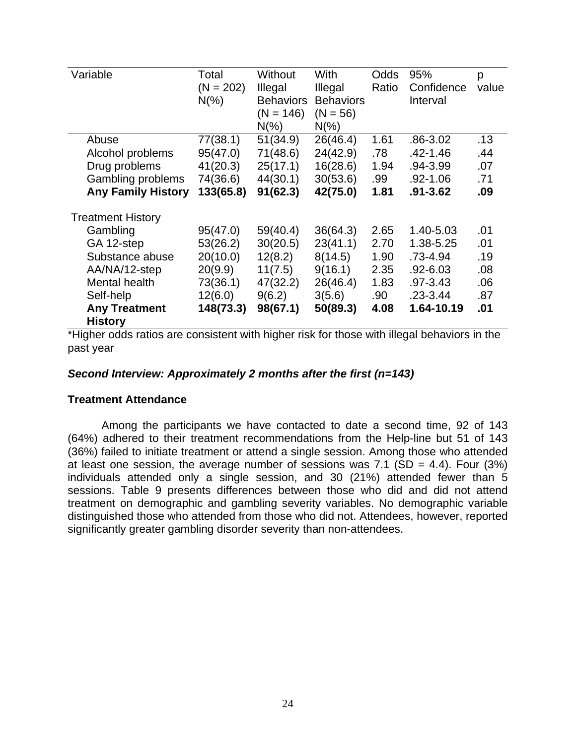| Variable | Total (N = 202) N(%) | Without Illegal Behaviors (N = 146) N(%) | With Illegal Behaviors (N = 56) N(%) | Odds Ratio | 95% Confidence Interval | p value |
|---|---|---|---|---|---|---|
| Abuse | 77(38.1) | 51(34.9) | 26(46.4) | 1.61 | .86-3.02 | .13 |
| Alcohol problems | 95(47.0) | 71(48.6) | 24(42.9) | .78 | .42-1.46 | .44 |
| Drug problems | 41(20.3) | 25(17.1) | 16(28.6) | 1.94 | .94-3.99 | .07 |
| Gambling problems | 74(36.6) | 44(30.1) | 30(53.6) | .99 | .92-1.06 | .71 |
| **Any Family History** | **133(65.8)** | **91(62.3)** | **42(75.0)** | **1.81** | **.91-3.62** | **.09** |
| Treatment History | | | | | | |
| Gambling | 95(47.0) | 59(40.4) | 36(64.3) | 2.65 | 1.40-5.03 | .01 |
| GA 12-step | 53(26.2) | 30(20.5) | 23(41.1) | 2.70 | 1.38-5.25 | .01 |
| Substance abuse | 20(10.0) | 12(8.2) | 8(14.5) | 1.90 | .73-4.94 | .19 |
| AA/NA/12-step | 20(9.9) | 11(7.5) | 9(16.1) | 2.35 | .92-6.03 | .08 |
| Mental health | 73(36.1) | 47(32.2) | 26(46.4) | 1.83 | .97-3.43 | .06 |
| Self-help | 12(6.0) | 9(6.2) | 3(5.6) | .90 | .23-3.44 | .87 |
| **Any Treatment History** | **148(73.3)** | **98(67.1)** | **50(89.3)** | **4.08** | **1.64-10.19** | **.01** |

*Higher odds ratios are consistent with higher risk for those with illegal behaviors in the past year

***Second Interview: Approximately 2 months after the first (n=143)***

**Treatment Attendance**

Among the participants we have contacted to date a second time, 92 of 143 (64%) adhered to their treatment recommendations from the Help-line but 51 of 143 (36%) failed to initiate treatment or attend a single session. Among those who attended at least one session, the average number of sessions was 7.1 (SD = 4.4). Four (3%) individuals attended only a single session, and 30 (21%) attended fewer than 5 sessions. Table 9 presents differences between those who did and did not attend treatment on demographic and gambling severity variables. No demographic variable distinguished those who attended from those who did not. Attendees, however, reported significantly greater gambling disorder severity than non-attendees.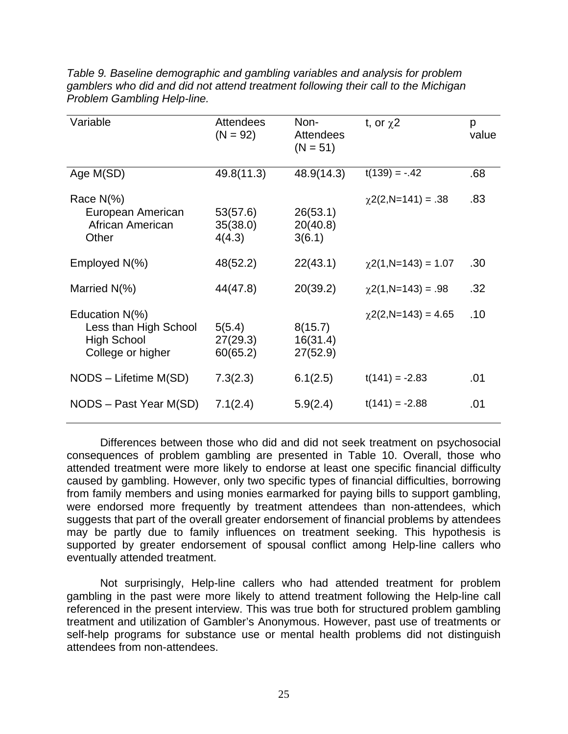*Table 9. Baseline demographic and gambling variables and analysis for problem gamblers who did and did not attend treatment following their call to the Michigan Problem Gambling Help-line.*

| Variable | Attendees (N = 92) | Non-Attendees (N = 51) | t, or $\chi 2$ | p value |
|---|---|---|---|---|
| Age M(SD) | 49.8(11.3) | 48.9(14.3) | t(139) = -.42 | .68 |
| Race N(%) | | | $\chi 2$(2,N=141) = .38 | .83 |
| European American | 53(57.6) | 26(53.1) | | |
| African American | 35(38.0) | 20(40.8) | | |
| Other | 4(4.3) | 3(6.1) | | |
| Employed N(%) | 48(52.2) | 22(43.1) | $\chi 2$(1,N=143) = 1.07 | .30 |
| Married N(%) | 44(47.8) | 20(39.2) | $\chi 2$(1,N=143) = .98 | .32 |
| Education N(%) | | | $\chi 2$(2,N=143) = 4.65 | .10 |
| Less than High School | 5(5.4) | 8(15.7) | | |
| High School | 27(29.3) | 16(31.4) | | |
| College or higher | 60(65.2) | 27(52.9) | | |
| NODS – Lifetime M(SD) | 7.3(2.3) | 6.1(2.5) | t(141) = -2.83 | .01 |
| NODS – Past Year M(SD) | 7.1(2.4) | 5.9(2.4) | t(141) = -2.88 | .01 |

Differences between those who did and did not seek treatment on psychosocial consequences of problem gambling are presented in Table 10. Overall, those who attended treatment were more likely to endorse at least one specific financial difficulty caused by gambling. However, only two specific types of financial difficulties, borrowing from family members and using monies earmarked for paying bills to support gambling, were endorsed more frequently by treatment attendees than non-attendees, which suggests that part of the overall greater endorsement of financial problems by attendees may be partly due to family influences on treatment seeking. This hypothesis is supported by greater endorsement of spousal conflict among Help-line callers who eventually attended treatment.

Not surprisingly, Help-line callers who had attended treatment for problem gambling in the past were more likely to attend treatment following the Help-line call referenced in the present interview. This was true both for structured problem gambling treatment and utilization of Gambler's Anonymous. However, past use of treatments or self-help programs for substance use or mental health problems did not distinguish attendees from non-attendees.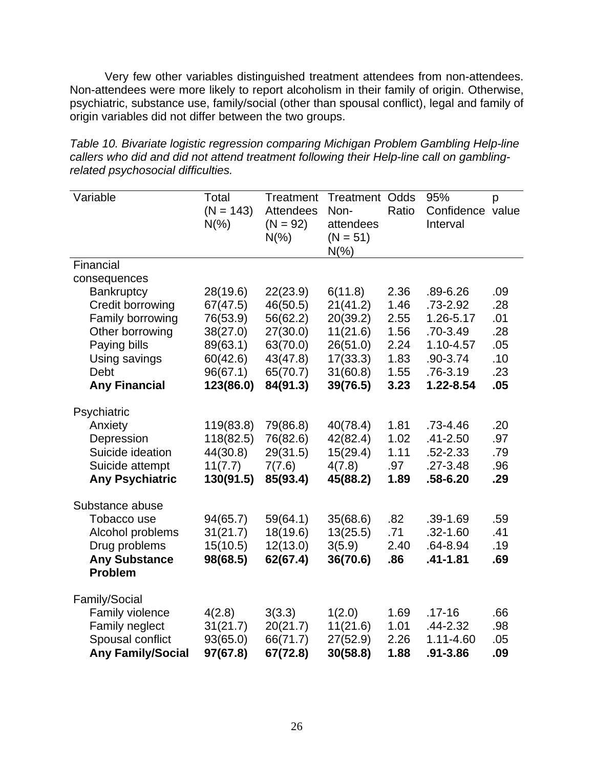Very few other variables distinguished treatment attendees from non-attendees. Non-attendees were more likely to report alcoholism in their family of origin. Otherwise, psychiatric, substance use, family/social (other than spousal conflict), legal and family of origin variables did not differ between the two groups.

*Table 10. Bivariate logistic regression comparing Michigan Problem Gambling Help-line callers who did and did not attend treatment following their Help-line call on gambling-related psychosocial difficulties.*

| Variable | Total (N = 143) N(%) | Treatment Attendees (N = 92) N(%) | Treatment Non-attendees (N = 51) N(%) | Odds Ratio | 95% Confidence Interval | p value |
|---|---|---|---|---|---|---|
| Financial consequences | | | | | | |
| Bankruptcy | 28(19.6) | 22(23.9) | 6(11.8) | 2.36 | .89-6.26 | .09 |
| Credit borrowing | 67(47.5) | 46(50.5) | 21(41.2) | 1.46 | .73-2.92 | .28 |
| Family borrowing | 76(53.9) | 56(62.2) | 20(39.2) | 2.55 | 1.26-5.17 | .01 |
| Other borrowing | 38(27.0) | 27(30.0) | 11(21.6) | 1.56 | .70-3.49 | .28 |
| Paying bills | 89(63.1) | 63(70.0) | 26(51.0) | 2.24 | 1.10-4.57 | .05 |
| Using savings | 60(42.6) | 43(47.8) | 17(33.3) | 1.83 | .90-3.74 | .10 |
| Debt | 96(67.1) | 65(70.7) | 31(60.8) | 1.55 | .76-3.19 | .23 |
| **Any Financial** | **123(86.0)** | **84(91.3)** | **39(76.5)** | **3.23** | **1.22-8.54** | **.05** |
| Psychiatric | | | | | | |
| Anxiety | 119(83.8) | 79(86.8) | 40(78.4) | 1.81 | .73-4.46 | .20 |
| Depression | 118(82.5) | 76(82.6) | 42(82.4) | 1.02 | .41-2.50 | .97 |
| Suicide ideation | 44(30.8) | 29(31.5) | 15(29.4) | 1.11 | .52-2.33 | .79 |
| Suicide attempt | 11(7.7) | 7(7.6) | 4(7.8) | .97 | .27-3.48 | .96 |
| **Any Psychiatric** | **130(91.5)** | **85(93.4)** | **45(88.2)** | **1.89** | **.58-6.20** | **.29** |
| Substance abuse | | | | | | |
| Tobacco use | 94(65.7) | 59(64.1) | 35(68.6) | .82 | .39-1.69 | .59 |
| Alcohol problems | 31(21.7) | 18(19.6) | 13(25.5) | .71 | .32-1.60 | .41 |
| Drug problems | 15(10.5) | 12(13.0) | 3(5.9) | 2.40 | .64-8.94 | .19 |
| **Any Substance Problem** | **98(68.5)** | **62(67.4)** | **36(70.6)** | **.86** | **.41-1.81** | **.69** |
| Family/Social | | | | | | |
| Family violence | 4(2.8) | 3(3.3) | 1(2.0) | 1.69 | .17-16 | .66 |
| Family neglect | 31(21.7) | 20(21.7) | 11(21.6) | 1.01 | .44-2.32 | .98 |
| Spousal conflict | 93(65.0) | 66(71.7) | 27(52.9) | 2.26 | 1.11-4.60 | .05 |
| **Any Family/Social** | **97(67.8)** | **67(72.8)** | **30(58.8)** | **1.88** | **.91-3.86** | **.09** |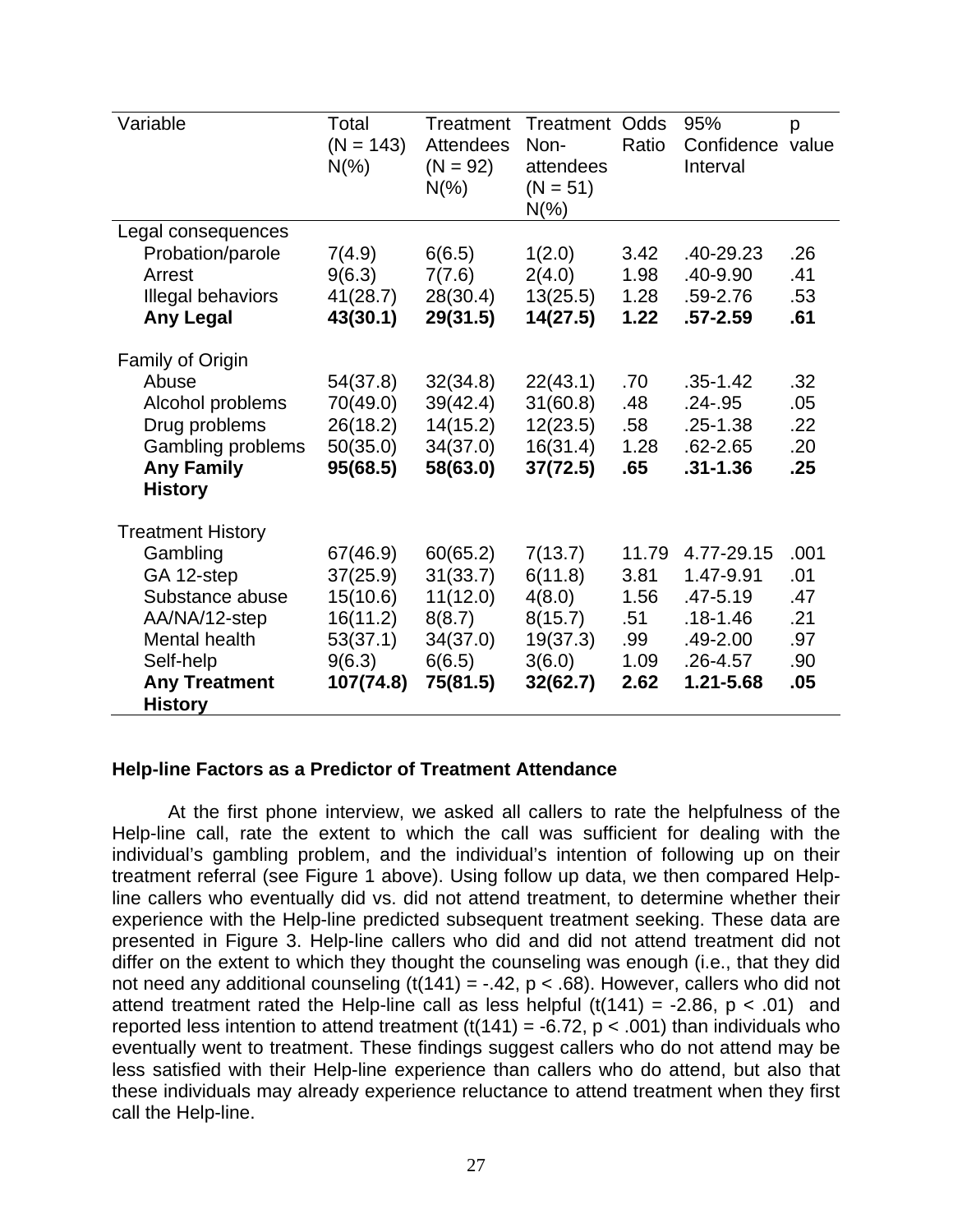| Variable | Total (N = 143) N(%) | Treatment Attendees (N = 92) N(%) | Treatment Non-attendees (N = 51) N(%) | Odds Ratio | 95% Confidence Interval | p value |
|---|---|---|---|---|---|---|
| Legal consequences | | | | | | |
| Probation/parole | 7(4.9) | 6(6.5) | 1(2.0) | 3.42 | .40-29.23 | .26 |
| Arrest | 9(6.3) | 7(7.6) | 2(4.0) | 1.98 | .40-9.90 | .41 |
| Illegal behaviors | 41(28.7) | 28(30.4) | 13(25.5) | 1.28 | .59-2.76 | .53 |
| **Any Legal** | **43(30.1)** | **29(31.5)** | **14(27.5)** | **1.22** | **.57-2.59** | **.61** |
| Family of Origin | | | | | | |
| Abuse | 54(37.8) | 32(34.8) | 22(43.1) | .70 | .35-1.42 | .32 |
| Alcohol problems | 70(49.0) | 39(42.4) | 31(60.8) | .48 | .24-.95 | .05 |
| Drug problems | 26(18.2) | 14(15.2) | 12(23.5) | .58 | .25-1.38 | .22 |
| Gambling problems | 50(35.0) | 34(37.0) | 16(31.4) | 1.28 | .62-2.65 | .20 |
| **Any Family History** | **95(68.5)** | **58(63.0)** | **37(72.5)** | **.65** | **.31-1.36** | **.25** |
| Treatment History | | | | | | |
| Gambling | 67(46.9) | 60(65.2) | 7(13.7) | 11.79 | 4.77-29.15 | .001 |
| GA 12-step | 37(25.9) | 31(33.7) | 6(11.8) | 3.81 | 1.47-9.91 | .01 |
| Substance abuse | 15(10.6) | 11(12.0) | 4(8.0) | 1.56 | .47-5.19 | .47 |
| AA/NA/12-step | 16(11.2) | 8(8.7) | 8(15.7) | .51 | .18-1.46 | .21 |
| Mental health | 53(37.1) | 34(37.0) | 19(37.3) | .99 | .49-2.00 | .97 |
| Self-help | 9(6.3) | 6(6.5) | 3(6.0) | 1.09 | .26-4.57 | .90 |
| **Any Treatment History** | **107(74.8)** | **75(81.5)** | **32(62.7)** | **2.62** | **1.21-5.68** | **.05** |

### Help-line Factors as a Predictor of Treatment Attendance

At the first phone interview, we asked all callers to rate the helpfulness of the Help-line call, rate the extent to which the call was sufficient for dealing with the individual's gambling problem, and the individual's intention of following up on their treatment referral (see Figure 1 above). Using follow up data, we then compared Help-line callers who eventually did vs. did not attend treatment, to determine whether their experience with the Help-line predicted subsequent treatment seeking. These data are presented in Figure 3. Help-line callers who did and did not attend treatment did not differ on the extent to which they thought the counseling was enough (i.e., that they did not need any additional counseling ($t(141) = -.42$, $p < .68$). However, callers who did not attend treatment rated the Help-line call as less helpful ($t(141) = -2.86$, $p < .01$) and reported less intention to attend treatment ($t(141) = -6.72$, $p < .001$) than individuals who eventually went to treatment. These findings suggest callers who do not attend may be less satisfied with their Help-line experience than callers who do attend, but also that these individuals may already experience reluctance to attend treatment when they first call the Help-line.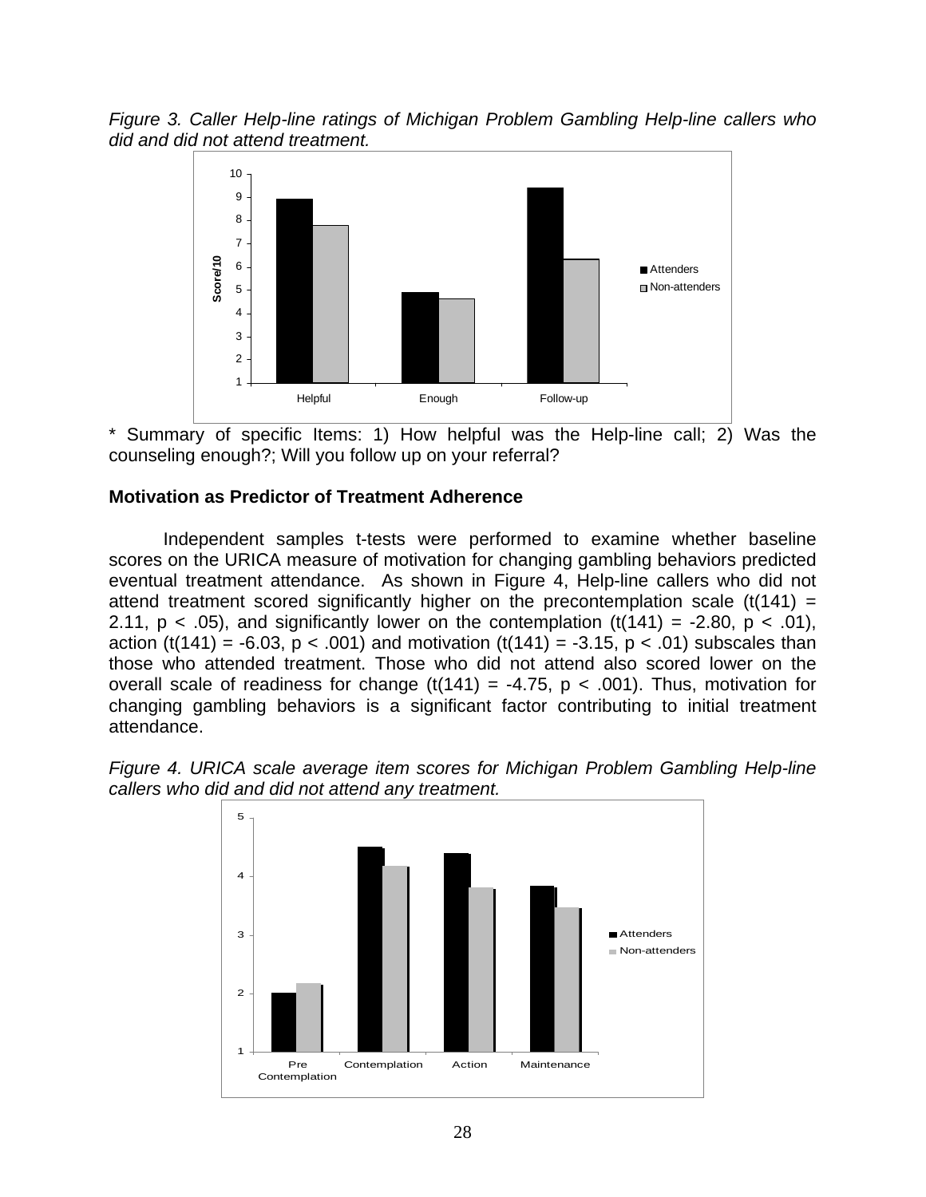*Figure 3. Caller Help-line ratings of Michigan Problem Gambling Help-line callers who did and did not attend treatment.*

10
9
8
7
6
5
4
3
2
1

Score/10

Helpful
Enough
Follow-up

Attenders
Non-attenders

* Summary of specific Items: 1) How helpful was the Help-line call; 2) Was the counseling enough?; Will you follow up on your referral?

**Motivation as Predictor of Treatment Adherence**

Independent samples t-tests were performed to examine whether baseline scores on the URICA measure of motivation for changing gambling behaviors predicted eventual treatment attendance. As shown in Figure 4, Help-line callers who did not attend treatment scored significantly higher on the precontemplation scale ($t(141) = 2.11$, $p < .05$), and significantly lower on the contemplation ($t(141) = -2.80$, $p < .01$), action ($t(141) = -6.03$, $p < .001$) and motivation ($t(141) = -3.15$, $p < .01$) subscales than those who attended treatment. Those who did not attend also scored lower on the overall scale of readiness for change ($t(141) = -4.75$, $p < .001$). Thus, motivation for changing gambling behaviors is a significant factor contributing to initial treatment attendance.

*Figure 4. URICA scale average item scores for Michigan Problem Gambling Help-line callers who did and did not attend any treatment.*

5
4
3
2
1

Pre Contemplation
Contemplation
Action
Maintenance

Attenders
Non-attenders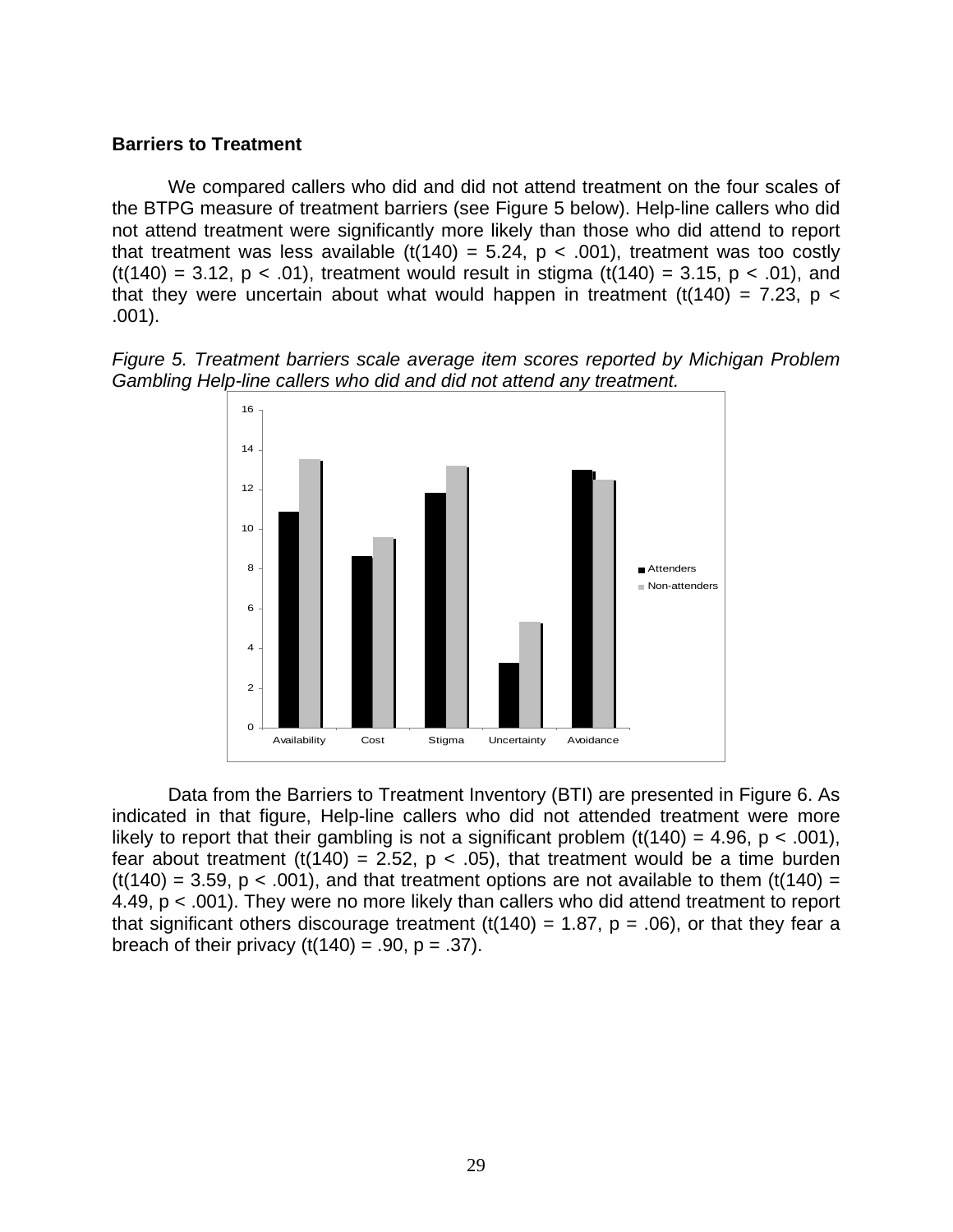**Barriers to Treatment**

We compared callers who did and did not attend treatment on the four scales of the BTPG measure of treatment barriers (see Figure 5 below). Help-line callers who did not attend treatment were significantly more likely than those who did attend to report that treatment was less available ($t(140) = 5.24$, $p < .001$), treatment was too costly ($t(140) = 3.12$, $p < .01$), treatment would result in stigma ($t(140) = 3.15$, $p < .01$), and that they were uncertain about what would happen in treatment ($t(140) = 7.23$, $p < .001$).

*Figure 5. Treatment barriers scale average item scores reported by Michigan Problem Gambling Help-line callers who did and did not attend any treatment.*

16
14
12
10
8
6
4
2
0

Availability
Cost
Stigma
Uncertainty
Avoidance

Attenders
Non-attenders

Data from the Barriers to Treatment Inventory (BTI) are presented in Figure 6. As indicated in that figure, Help-line callers who did not attended treatment were more likely to report that their gambling is not a significant problem ($t(140) = 4.96$, $p < .001$), fear about treatment ($t(140) = 2.52$, $p < .05$), that treatment would be a time burden ($t(140) = 3.59$, $p < .001$), and that treatment options are not available to them ($t(140) = 4.49$, $p < .001$). They were no more likely than callers who did attend treatment to report that significant others discourage treatment ($t(140) = 1.87$, $p = .06$), or that they fear a breach of their privacy ($t(140) = .90$, $p = .37$).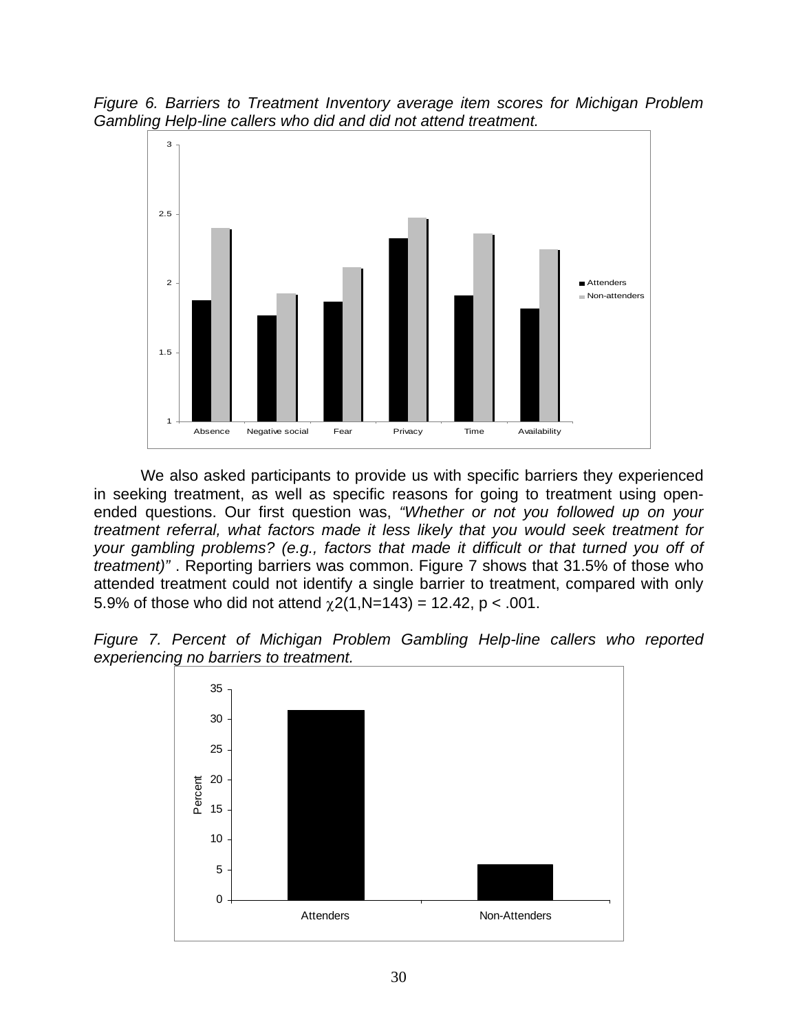*Figure 6. Barriers to Treatment Inventory average item scores for Michigan Problem Gambling Help-line callers who did and did not attend treatment.*

3
2.5
2
1.5
1

Absence
Negative social
Fear
Privacy
Time
Availability

Attenders
Non-attenders

We also asked participants to provide us with specific barriers they experienced in seeking treatment, as well as specific reasons for going to treatment using open-ended questions. Our first question was, *"Whether or not you followed up on your treatment referral, what factors made it less likely that you would seek treatment for your gambling problems? (e.g., factors that made it difficult or that turned you off of treatment)"* . Reporting barriers was common. Figure 7 shows that 31.5% of those who attended treatment could not identify a single barrier to treatment, compared with only 5.9% of those who did not attend $\chi 2(1, N=143) = 12.42$, $p < .001$.

*Figure 7. Percent of Michigan Problem Gambling Help-line callers who reported experiencing no barriers to treatment.*

35
30
25
20
15
10
5
0

Percent

Attenders
Non-Attenders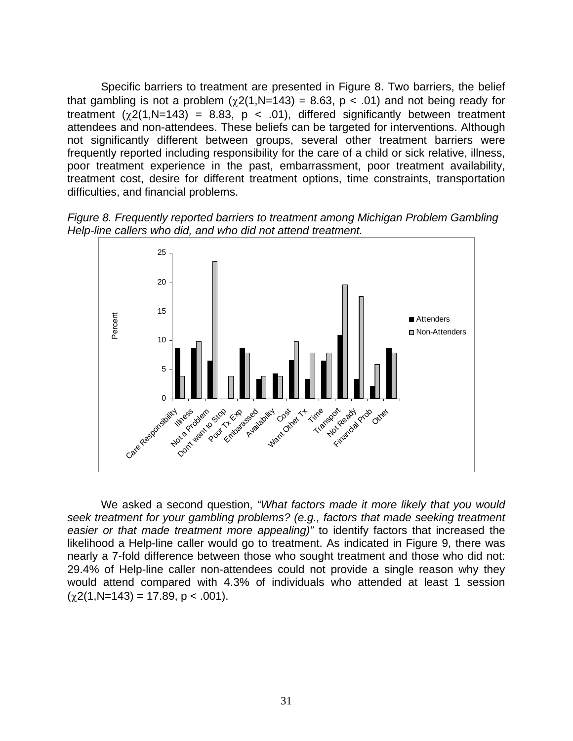Specific barriers to treatment are presented in Figure 8. Two barriers, the belief that gambling is not a problem ($\chi 2(1,N=143) = 8.63$, $p < .01$) and not being ready for treatment ($\chi 2(1,N=143) = 8.83$, $p < .01$), differed significantly between treatment attendees and non-attendees. These beliefs can be targeted for interventions. Although not significantly different between groups, several other treatment barriers were frequently reported including responsibility for the care of a child or sick relative, illness, poor treatment experience in the past, embarrassment, poor treatment availability, treatment cost, desire for different treatment options, time constraints, transportation difficulties, and financial problems.

*Figure 8. Frequently reported barriers to treatment among Michigan Problem Gambling Help-line callers who did, and who did not attend treatment.*

We asked a second question, *"What factors made it more likely that you would seek treatment for your gambling problems? (e.g., factors that made seeking treatment easier or that made treatment more appealing)"* to identify factors that increased the likelihood a Help-line caller would go to treatment. As indicated in Figure 9, there was nearly a 7-fold difference between those who sought treatment and those who did not: 29.4% of Help-line caller non-attendees could not provide a single reason why they would attend compared with 4.3% of individuals who attended at least 1 session ($\chi 2(1,N=143) = 17.89$, $p < .001$).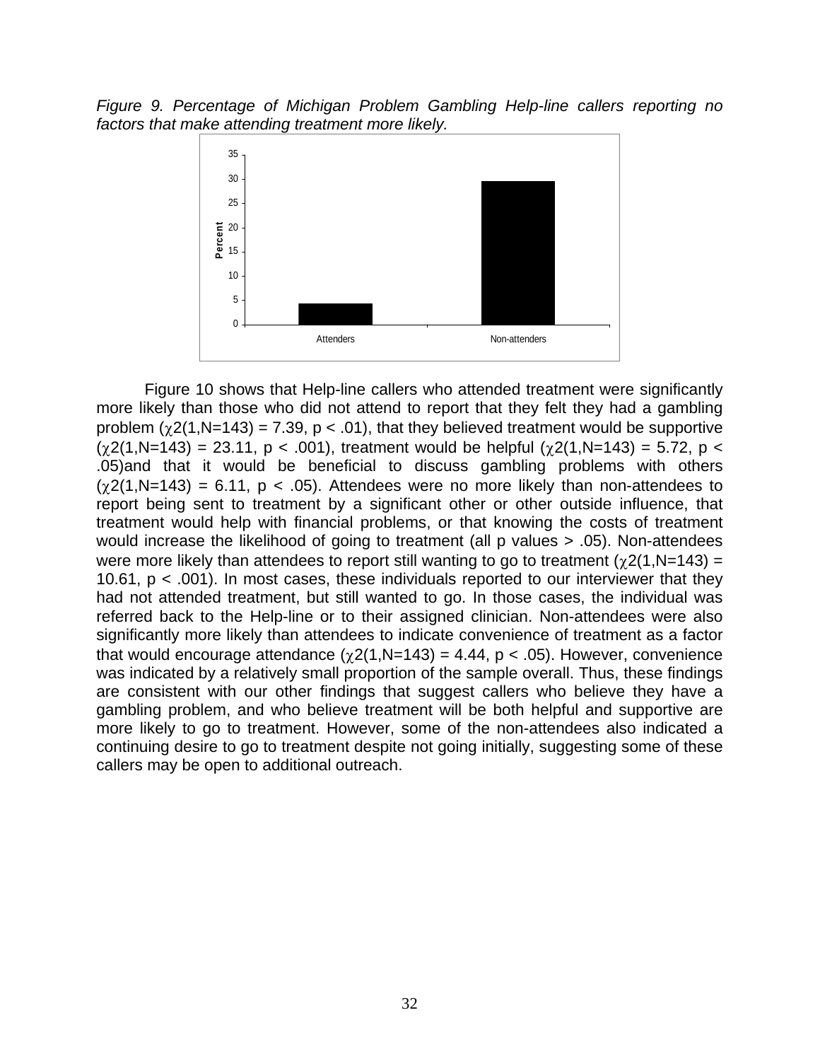*Figure 9. Percentage of Michigan Problem Gambling Help-line callers reporting no factors that make attending treatment more likely.*

Percent

35
30
25
20
15
10
5
0

Attenders
Non-attenders

Figure 10 shows that Help-line callers who attended treatment were significantly more likely than those who did not attend to report that they felt they had a gambling problem ($\chi 2(1,N=143) = 7.39$, $p < .01$), that they believed treatment would be supportive ($\chi 2(1,N=143) = 23.11$, $p < .001$), treatment would be helpful ($\chi 2(1,N=143) = 5.72$, $p < .05$)and that it would be beneficial to discuss gambling problems with others ($\chi 2(1,N=143) = 6.11$, $p < .05$). Attendees were no more likely than non-attendees to report being sent to treatment by a significant other or other outside influence, that treatment would help with financial problems, or that knowing the costs of treatment would increase the likelihood of going to treatment (all p values > .05). Non-attendees were more likely than attendees to report still wanting to go to treatment ($\chi 2(1,N=143) = 10.61$, $p < .001$). In most cases, these individuals reported to our interviewer that they had not attended treatment, but still wanted to go. In those cases, the individual was referred back to the Help-line or to their assigned clinician. Non-attendees were also significantly more likely than attendees to indicate convenience of treatment as a factor that would encourage attendance ($\chi 2(1,N=143) = 4.44$, $p < .05$). However, convenience was indicated by a relatively small proportion of the sample overall. Thus, these findings are consistent with our other findings that suggest callers who believe they have a gambling problem, and who believe treatment will be both helpful and supportive are more likely to go to treatment. However, some of the non-attendees also indicated a continuing desire to go to treatment despite not going initially, suggesting some of these callers may be open to additional outreach.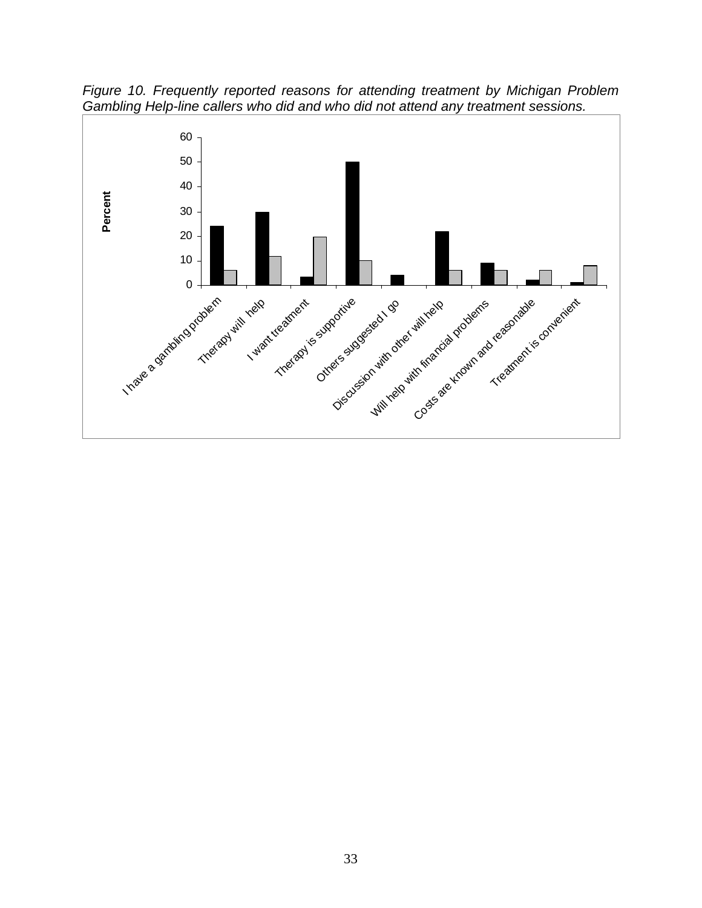*Figure 10. Frequently reported reasons for attending treatment by Michigan Problem Gambling Help-line callers who did and who did not attend any treatment sessions.*

Percent

60
50
40
30
20
10
0

I have a gambling problem
Therapy will help
I want treatment
Therapy is supportive
Others suggested I go
Discussion with other will help
Will help with financial problems
Costs are known and reasonable
Treatment is convenient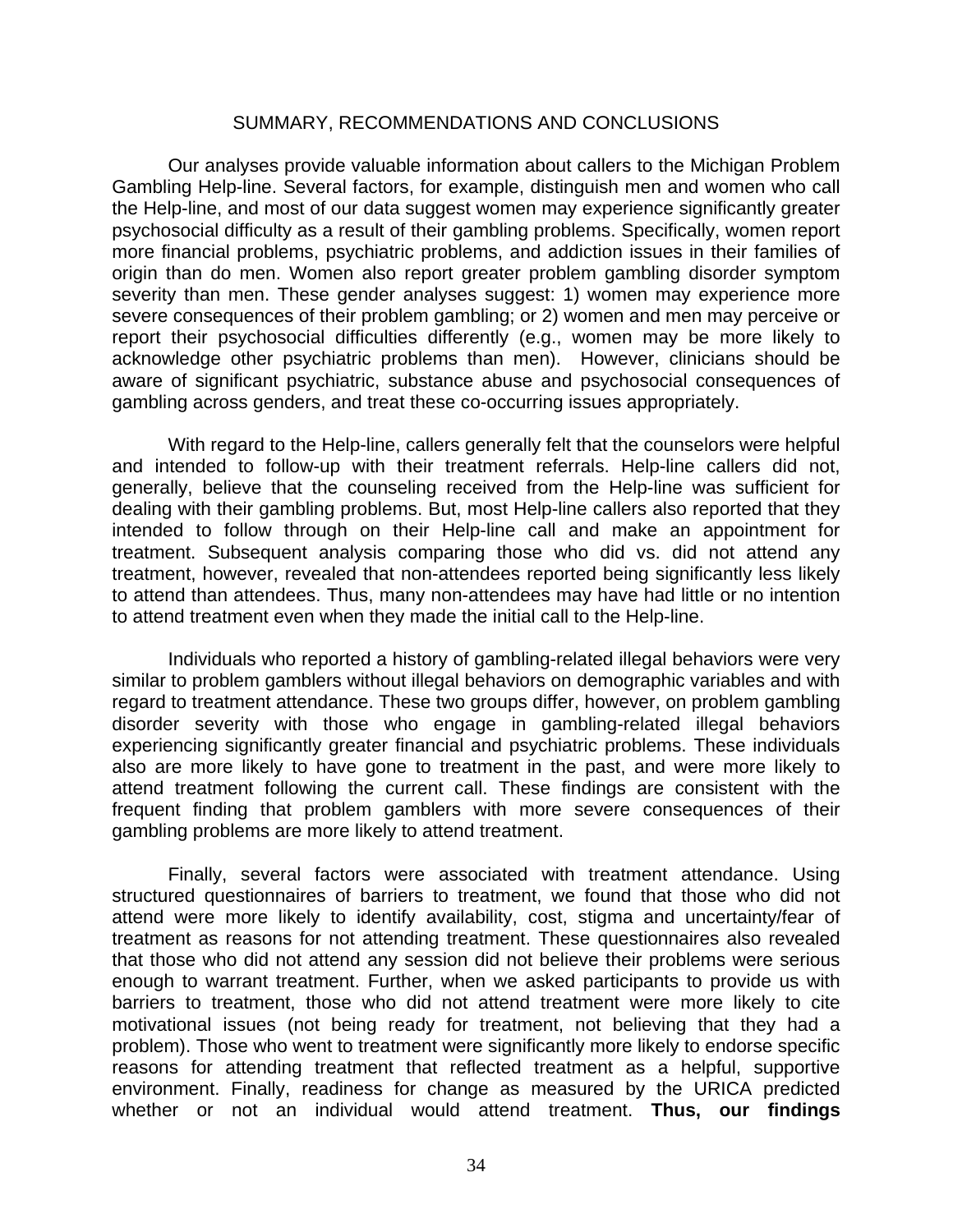## SUMMARY, RECOMMENDATIONS AND CONCLUSIONS

Our analyses provide valuable information about callers to the Michigan Problem Gambling Help-line. Several factors, for example, distinguish men and women who call the Help-line, and most of our data suggest women may experience significantly greater psychosocial difficulty as a result of their gambling problems. Specifically, women report more financial problems, psychiatric problems, and addiction issues in their families of origin than do men. Women also report greater problem gambling disorder symptom severity than men. These gender analyses suggest: 1) women may experience more severe consequences of their problem gambling; or 2) women and men may perceive or report their psychosocial difficulties differently (e.g., women may be more likely to acknowledge other psychiatric problems than men). However, clinicians should be aware of significant psychiatric, substance abuse and psychosocial consequences of gambling across genders, and treat these co-occurring issues appropriately.

With regard to the Help-line, callers generally felt that the counselors were helpful and intended to follow-up with their treatment referrals. Help-line callers did not, generally, believe that the counseling received from the Help-line was sufficient for dealing with their gambling problems. But, most Help-line callers also reported that they intended to follow through on their Help-line call and make an appointment for treatment. Subsequent analysis comparing those who did vs. did not attend any treatment, however, revealed that non-attendees reported being significantly less likely to attend than attendees. Thus, many non-attendees may have had little or no intention to attend treatment even when they made the initial call to the Help-line.

Individuals who reported a history of gambling-related illegal behaviors were very similar to problem gamblers without illegal behaviors on demographic variables and with regard to treatment attendance. These two groups differ, however, on problem gambling disorder severity with those who engage in gambling-related illegal behaviors experiencing significantly greater financial and psychiatric problems. These individuals also are more likely to have gone to treatment in the past, and were more likely to attend treatment following the current call. These findings are consistent with the frequent finding that problem gamblers with more severe consequences of their gambling problems are more likely to attend treatment.

Finally, several factors were associated with treatment attendance. Using structured questionnaires of barriers to treatment, we found that those who did not attend were more likely to identify availability, cost, stigma and uncertainty/fear of treatment as reasons for not attending treatment. These questionnaires also revealed that those who did not attend any session did not believe their problems were serious enough to warrant treatment. Further, when we asked participants to provide us with barriers to treatment, those who did not attend treatment were more likely to cite motivational issues (not being ready for treatment, not believing that they had a problem). Those who went to treatment were significantly more likely to endorse specific reasons for attending treatment that reflected treatment as a helpful, supportive environment. Finally, readiness for change as measured by the URICA predicted whether or not an individual would attend treatment. **Thus, our findings**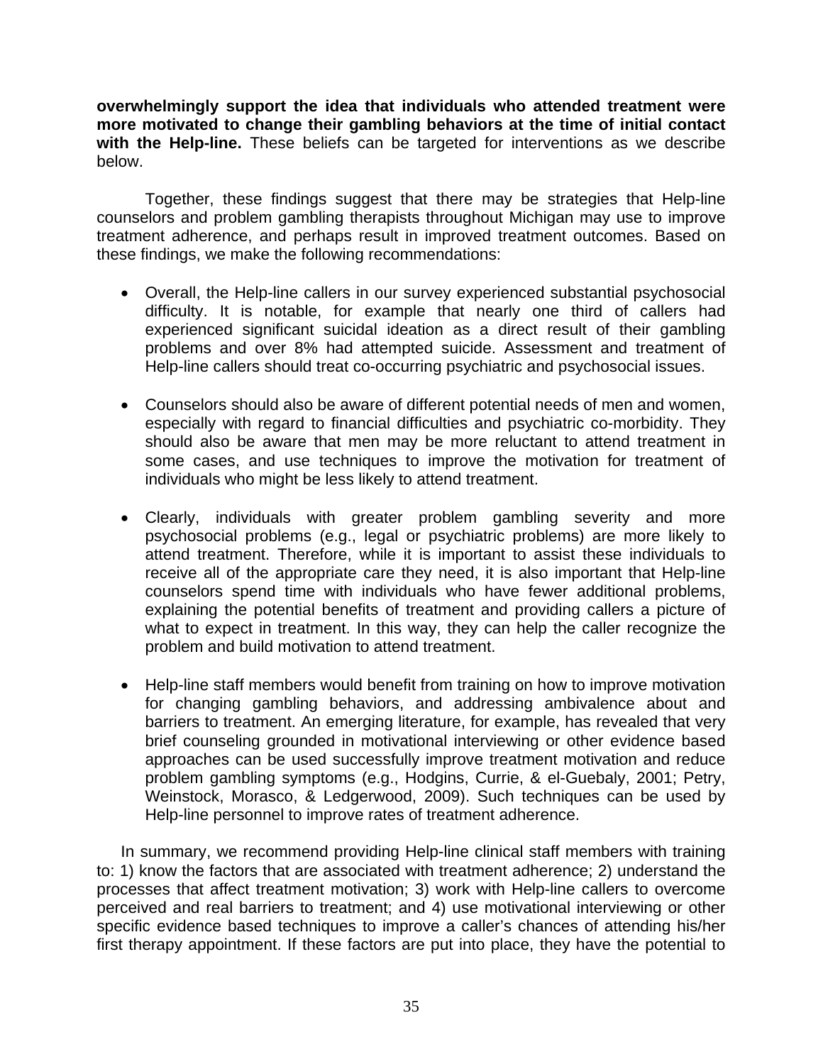**overwhelmingly support the idea that individuals who attended treatment were more motivated to change their gambling behaviors at the time of initial contact with the Help-line.** These beliefs can be targeted for interventions as we describe below.

Together, these findings suggest that there may be strategies that Help-line counselors and problem gambling therapists throughout Michigan may use to improve treatment adherence, and perhaps result in improved treatment outcomes. Based on these findings, we make the following recommendations:

- Overall, the Help-line callers in our survey experienced substantial psychosocial difficulty. It is notable, for example that nearly one third of callers had experienced significant suicidal ideation as a direct result of their gambling problems and over 8% had attempted suicide. Assessment and treatment of Help-line callers should treat co-occurring psychiatric and psychosocial issues.

- Counselors should also be aware of different potential needs of men and women, especially with regard to financial difficulties and psychiatric co-morbidity. They should also be aware that men may be more reluctant to attend treatment in some cases, and use techniques to improve the motivation for treatment of individuals who might be less likely to attend treatment.

- Clearly, individuals with greater problem gambling severity and more psychosocial problems (e.g., legal or psychiatric problems) are more likely to attend treatment. Therefore, while it is important to assist these individuals to receive all of the appropriate care they need, it is also important that Help-line counselors spend time with individuals who have fewer additional problems, explaining the potential benefits of treatment and providing callers a picture of what to expect in treatment. In this way, they can help the caller recognize the problem and build motivation to attend treatment.

- Help-line staff members would benefit from training on how to improve motivation for changing gambling behaviors, and addressing ambivalence about and barriers to treatment. An emerging literature, for example, has revealed that very brief counseling grounded in motivational interviewing or other evidence based approaches can be used successfully improve treatment motivation and reduce problem gambling symptoms (e.g., Hodgins, Currie, & el-Guebaly, 2001; Petry, Weinstock, Morasco, & Ledgerwood, 2009). Such techniques can be used by Help-line personnel to improve rates of treatment adherence.

In summary, we recommend providing Help-line clinical staff members with training to: 1) know the factors that are associated with treatment adherence; 2) understand the processes that affect treatment motivation; 3) work with Help-line callers to overcome perceived and real barriers to treatment; and 4) use motivational interviewing or other specific evidence based techniques to improve a caller's chances of attending his/her first therapy appointment. If these factors are put into place, they have the potential to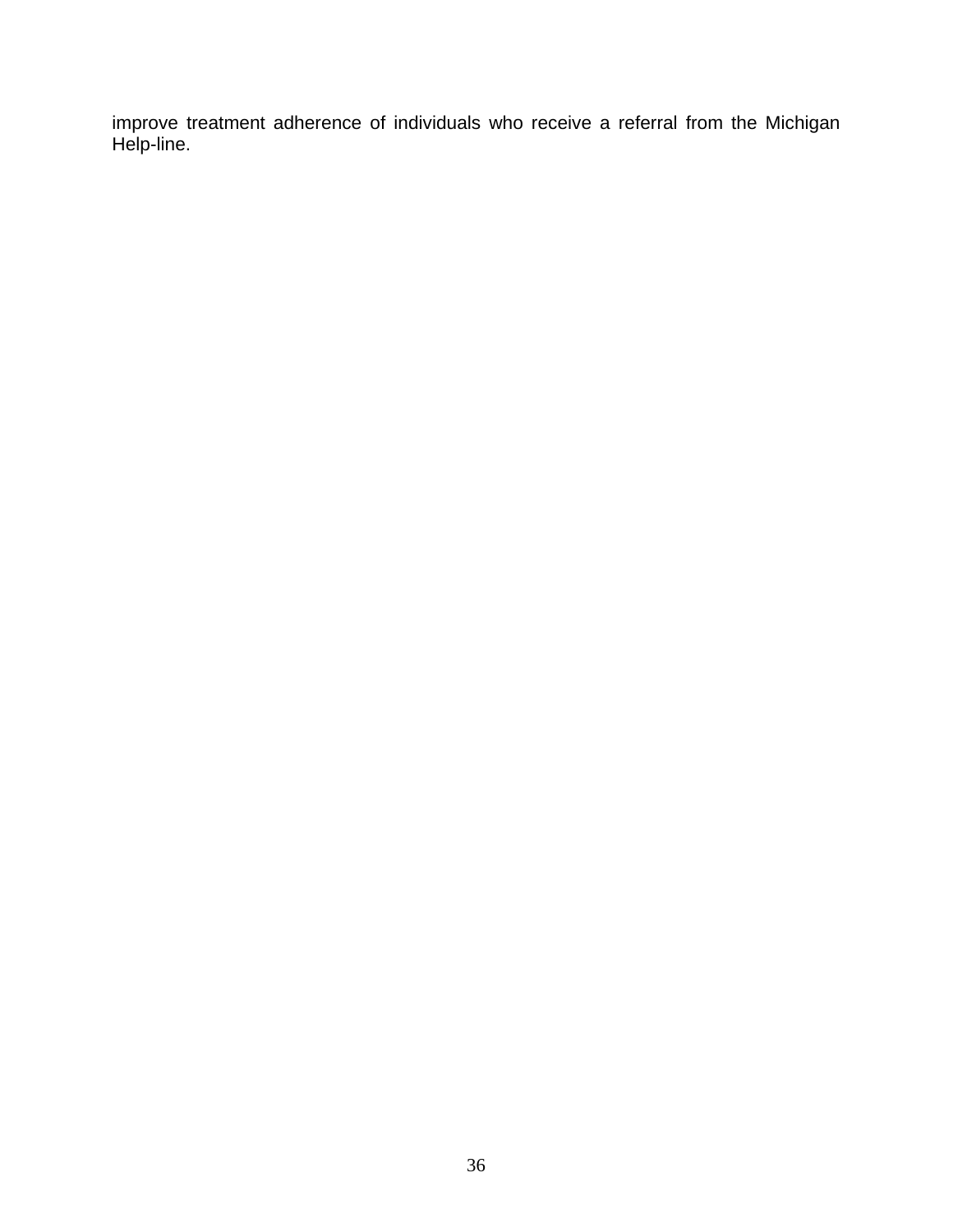improve treatment adherence of individuals who receive a referral from the Michigan Help-line.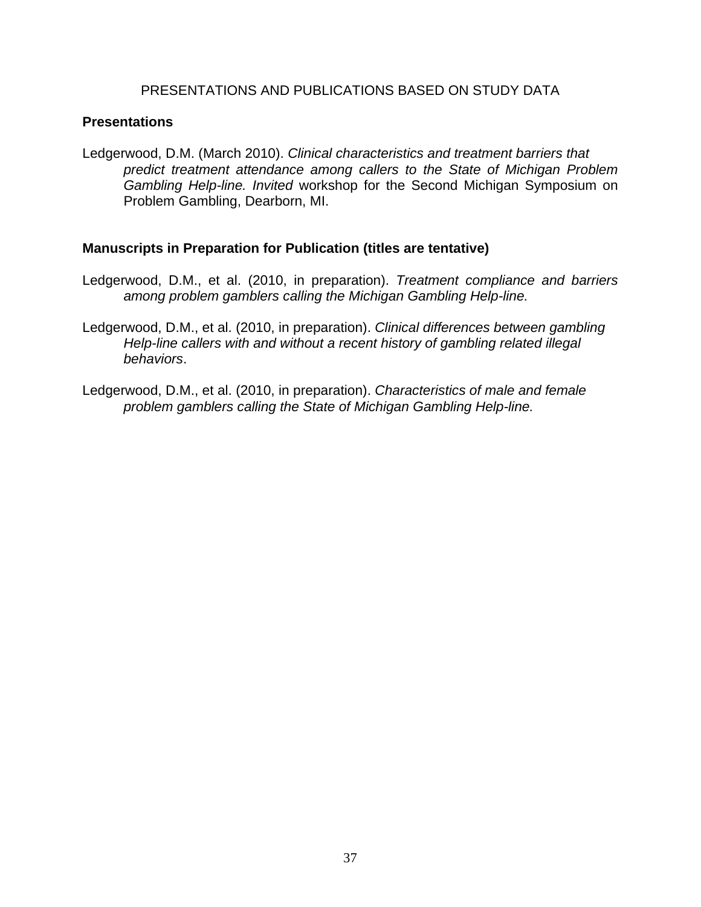PRESENTATIONS AND PUBLICATIONS BASED ON STUDY DATA

**Presentations**

Ledgerwood, D.M. (March 2010). *Clinical characteristics and treatment barriers that predict treatment attendance among callers to the State of Michigan Problem Gambling Help-line. Invited* workshop for the Second Michigan Symposium on Problem Gambling, Dearborn, MI.

**Manuscripts in Preparation for Publication (titles are tentative)**

Ledgerwood, D.M., et al. (2010, in preparation). *Treatment compliance and barriers among problem gamblers calling the Michigan Gambling Help-line.*

Ledgerwood, D.M., et al. (2010, in preparation). *Clinical differences between gambling Help-line callers with and without a recent history of gambling related illegal behaviors*.

Ledgerwood, D.M., et al. (2010, in preparation). *Characteristics of male and female problem gamblers calling the State of Michigan Gambling Help-line.*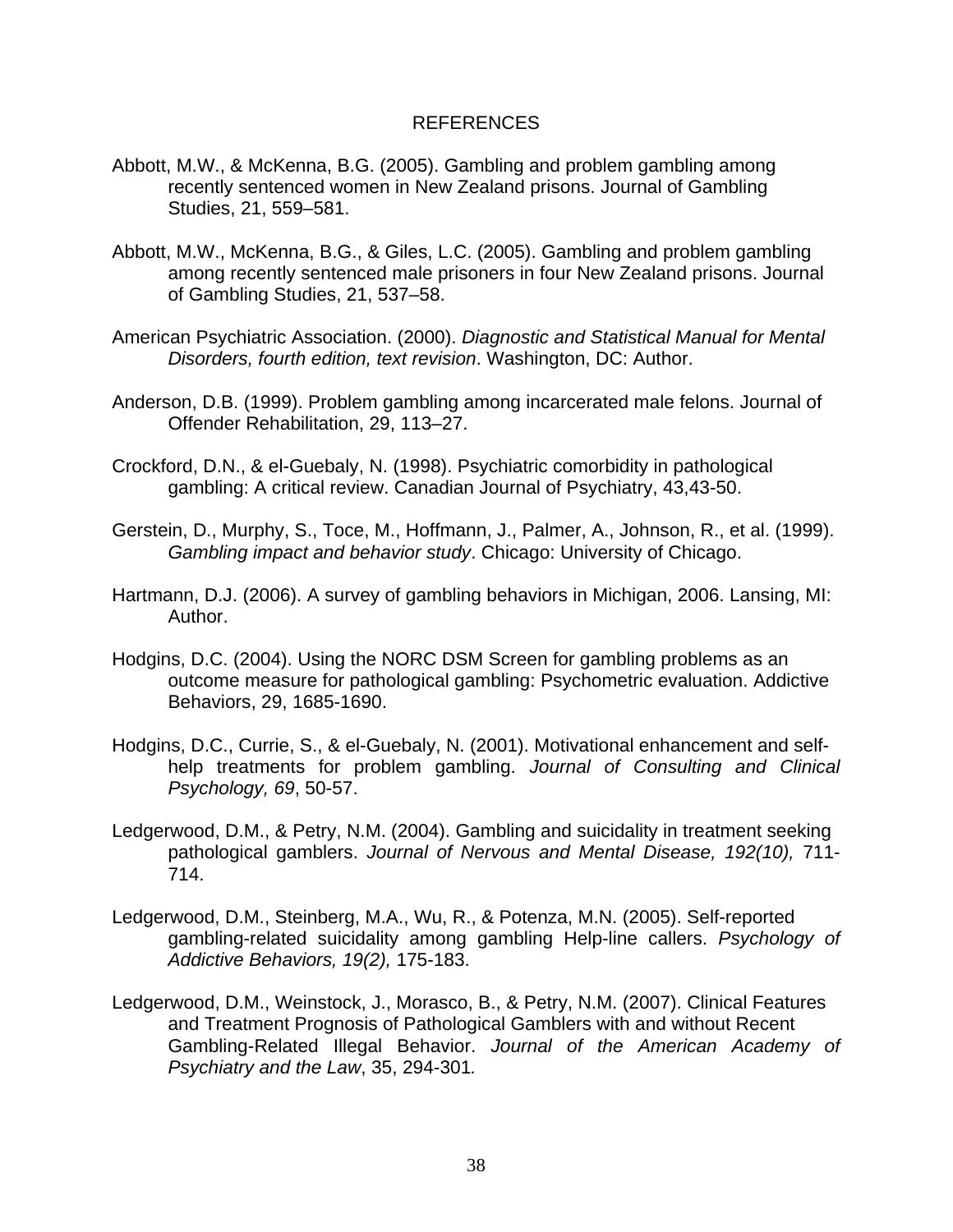# REFERENCES

Abbott, M.W., & McKenna, B.G. (2005). Gambling and problem gambling among recently sentenced women in New Zealand prisons. Journal of Gambling Studies, 21, 559–581.

Abbott, M.W., McKenna, B.G., & Giles, L.C. (2005). Gambling and problem gambling among recently sentenced male prisoners in four New Zealand prisons. Journal of Gambling Studies, 21, 537–58.

American Psychiatric Association. (2000). *Diagnostic and Statistical Manual for Mental Disorders, fourth edition, text revision*. Washington, DC: Author.

Anderson, D.B. (1999). Problem gambling among incarcerated male felons. Journal of Offender Rehabilitation, 29, 113–27.

Crockford, D.N., & el-Guebaly, N. (1998). Psychiatric comorbidity in pathological gambling: A critical review. Canadian Journal of Psychiatry, 43,43-50.

Gerstein, D., Murphy, S., Toce, M., Hoffmann, J., Palmer, A., Johnson, R., et al. (1999). *Gambling impact and behavior study*. Chicago: University of Chicago.

Hartmann, D.J. (2006). A survey of gambling behaviors in Michigan, 2006. Lansing, MI: Author.

Hodgins, D.C. (2004). Using the NORC DSM Screen for gambling problems as an outcome measure for pathological gambling: Psychometric evaluation. Addictive Behaviors, 29, 1685-1690.

Hodgins, D.C., Currie, S., & el-Guebaly, N. (2001). Motivational enhancement and self-help treatments for problem gambling. *Journal of Consulting and Clinical Psychology, 69*, 50-57.

Ledgerwood, D.M., & Petry, N.M. (2004). Gambling and suicidality in treatment seeking pathological gamblers. *Journal of Nervous and Mental Disease, 192(10),* 711-714.

Ledgerwood, D.M., Steinberg, M.A., Wu, R., & Potenza, M.N. (2005). Self-reported gambling-related suicidality among gambling Help-line callers. *Psychology of Addictive Behaviors, 19(2),* 175-183.

Ledgerwood, D.M., Weinstock, J., Morasco, B., & Petry, N.M. (2007). Clinical Features and Treatment Prognosis of Pathological Gamblers with and without Recent Gambling-Related Illegal Behavior. *Journal of the American Academy of Psychiatry and the Law*, 35, 294-301*.*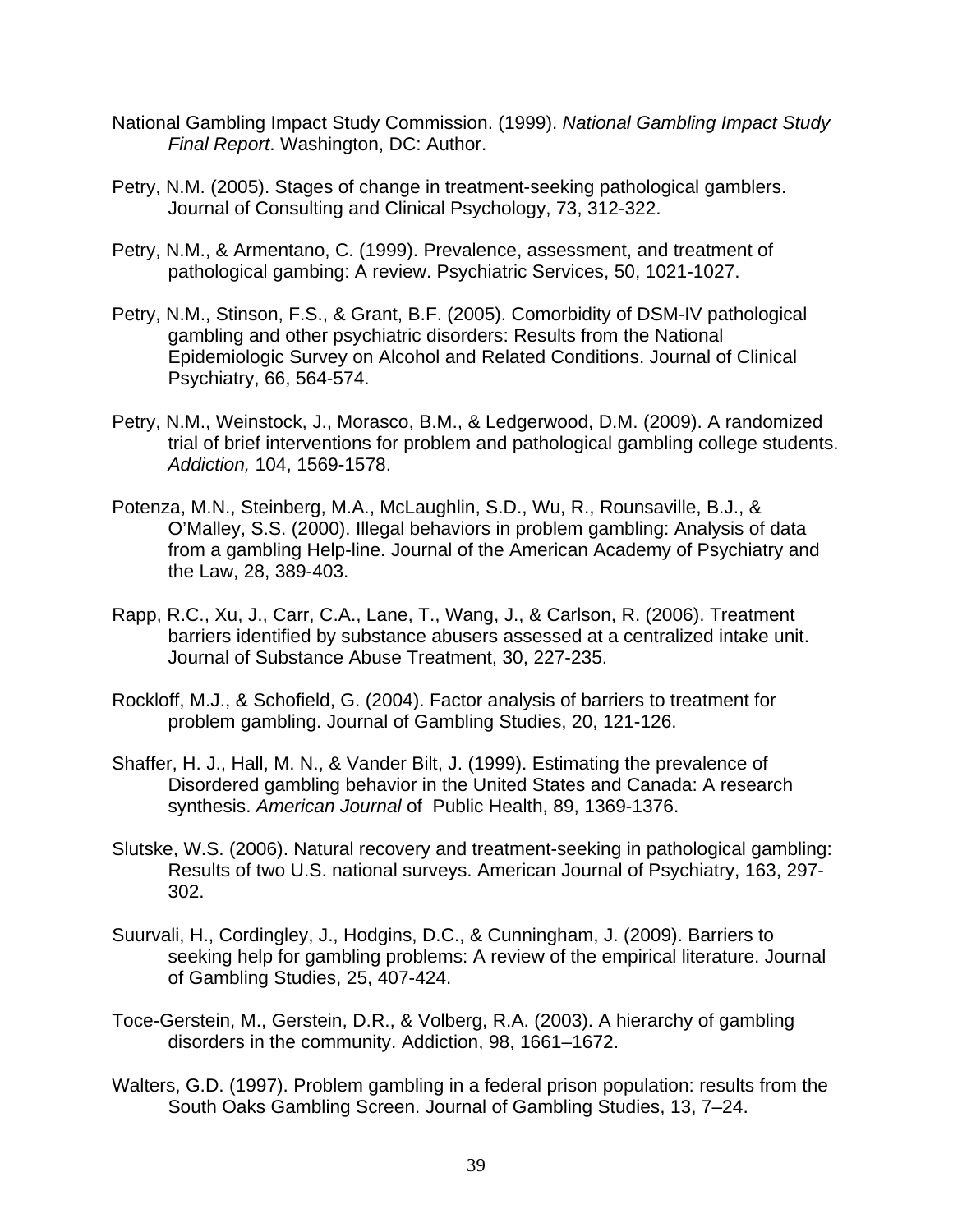National Gambling Impact Study Commission. (1999). *National Gambling Impact Study Final Report*. Washington, DC: Author.

Petry, N.M. (2005). Stages of change in treatment-seeking pathological gamblers. Journal of Consulting and Clinical Psychology, 73, 312-322.

Petry, N.M., & Armentano, C. (1999). Prevalence, assessment, and treatment of pathological gambing: A review. Psychiatric Services, 50, 1021-1027.

Petry, N.M., Stinson, F.S., & Grant, B.F. (2005). Comorbidity of DSM-IV pathological gambling and other psychiatric disorders: Results from the National Epidemiologic Survey on Alcohol and Related Conditions. Journal of Clinical Psychiatry, 66, 564-574.

Petry, N.M., Weinstock, J., Morasco, B.M., & Ledgerwood, D.M. (2009). A randomized trial of brief interventions for problem and pathological gambling college students. *Addiction,* 104, 1569-1578.

Potenza, M.N., Steinberg, M.A., McLaughlin, S.D., Wu, R., Rounsaville, B.J., & O'Malley, S.S. (2000). Illegal behaviors in problem gambling: Analysis of data from a gambling Help-line. Journal of the American Academy of Psychiatry and the Law, 28, 389-403.

Rapp, R.C., Xu, J., Carr, C.A., Lane, T., Wang, J., & Carlson, R. (2006). Treatment barriers identified by substance abusers assessed at a centralized intake unit. Journal of Substance Abuse Treatment, 30, 227-235.

Rockloff, M.J., & Schofield, G. (2004). Factor analysis of barriers to treatment for problem gambling. Journal of Gambling Studies, 20, 121-126.

Shaffer, H. J., Hall, M. N., & Vander Bilt, J. (1999). Estimating the prevalence of Disordered gambling behavior in the United States and Canada: A research synthesis. *American Journal* of Public Health, 89, 1369-1376.

Slutske, W.S. (2006). Natural recovery and treatment-seeking in pathological gambling: Results of two U.S. national surveys. American Journal of Psychiatry, 163, 297-302.

Suurvali, H., Cordingley, J., Hodgins, D.C., & Cunningham, J. (2009). Barriers to seeking help for gambling problems: A review of the empirical literature. Journal of Gambling Studies, 25, 407-424.

Toce-Gerstein, M., Gerstein, D.R., & Volberg, R.A. (2003). A hierarchy of gambling disorders in the community. Addiction, 98, 1661–1672.

Walters, G.D. (1997). Problem gambling in a federal prison population: results from the South Oaks Gambling Screen. Journal of Gambling Studies, 13, 7–24.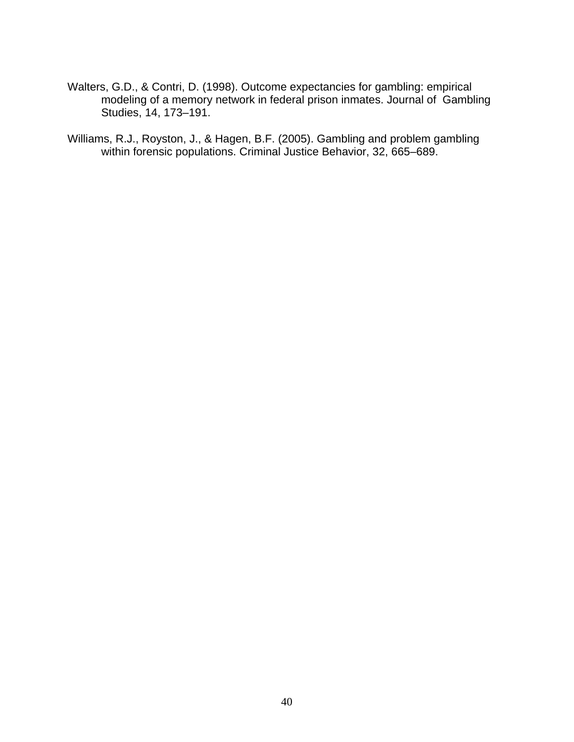Walters, G.D., & Contri, D. (1998). Outcome expectancies for gambling: empirical modeling of a memory network in federal prison inmates. Journal of Gambling Studies, 14, 173–191.

Williams, R.J., Royston, J., & Hagen, B.F. (2005). Gambling and problem gambling within forensic populations. Criminal Justice Behavior, 32, 665–689.